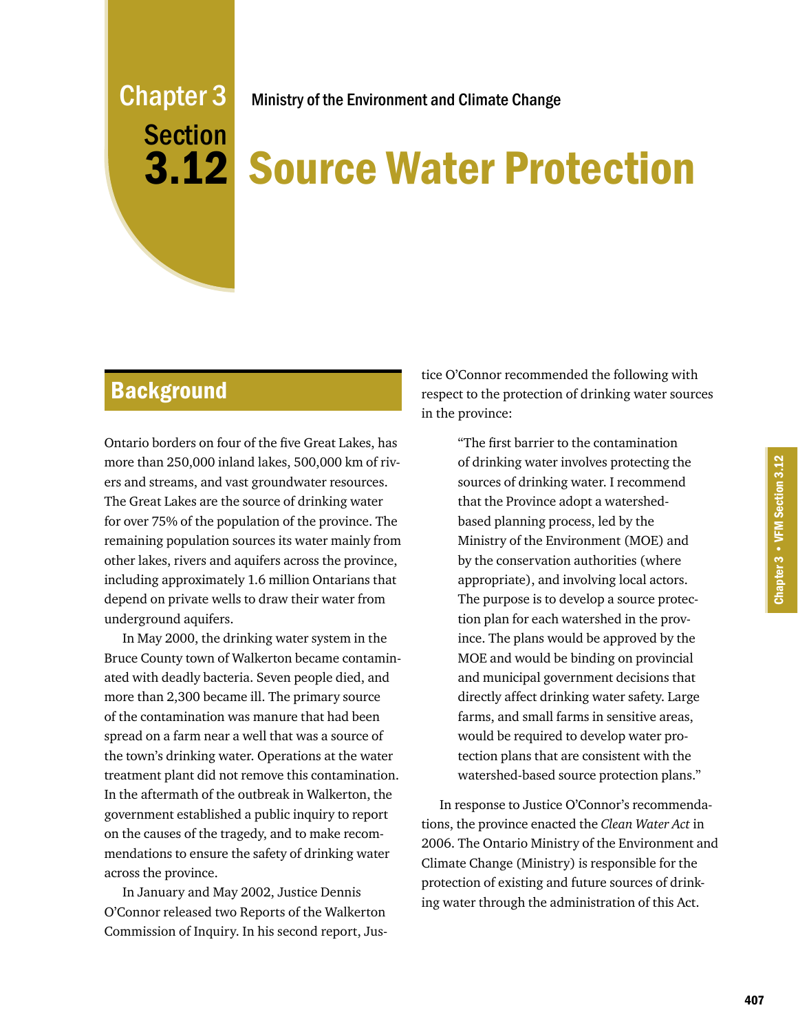# Chapter 3 Section 3.12

Ministry of the Environment and Climate Change

# Source Water Protection

## Background

Ontario borders on four of the five Great Lakes, has more than 250,000 inland lakes, 500,000 km of rivers and streams, and vast groundwater resources. The Great Lakes are the source of drinking water for over 75% of the population of the province. The remaining population sources its water mainly from other lakes, rivers and aquifers across the province, including approximately 1.6 million Ontarians that depend on private wells to draw their water from underground aquifers.

In May 2000, the drinking water system in the Bruce County town of Walkerton became contaminated with deadly bacteria. Seven people died, and more than 2,300 became ill. The primary source of the contamination was manure that had been spread on a farm near a well that was a source of the town's drinking water. Operations at the water treatment plant did not remove this contamination. In the aftermath of the outbreak in Walkerton, the government established a public inquiry to report on the causes of the tragedy, and to make recommendations to ensure the safety of drinking water across the province.

In January and May 2002, Justice Dennis O'Connor released two Reports of the Walkerton Commission of Inquiry. In his second report, Justice O'Connor recommended the following with respect to the protection of drinking water sources in the province:

> "The first barrier to the contamination of drinking water involves protecting the sources of drinking water. I recommend that the Province adopt a watershed-based planning process, led by the Ministry of the Environment (MOE) and by the conservation authorities (where appropriate), and involving local actors. The purpose is to develop a source protection plan for each watershed in the province. The plans would be approved by the MOE and would be binding on provincial and municipal government decisions that directly affect drinking water safety. Large farms, and small farms in sensitive areas, would be required to develop water protection plans that are consistent with the watershed-based source protection plans."

In response to Justice O'Connor's recommendations, the province enacted the *Clean Water Act* in 2006. The Ontario Ministry of the Environment and Climate Change (Ministry) is responsible for the protection of existing and future sources of drinking water through the administration of this Act.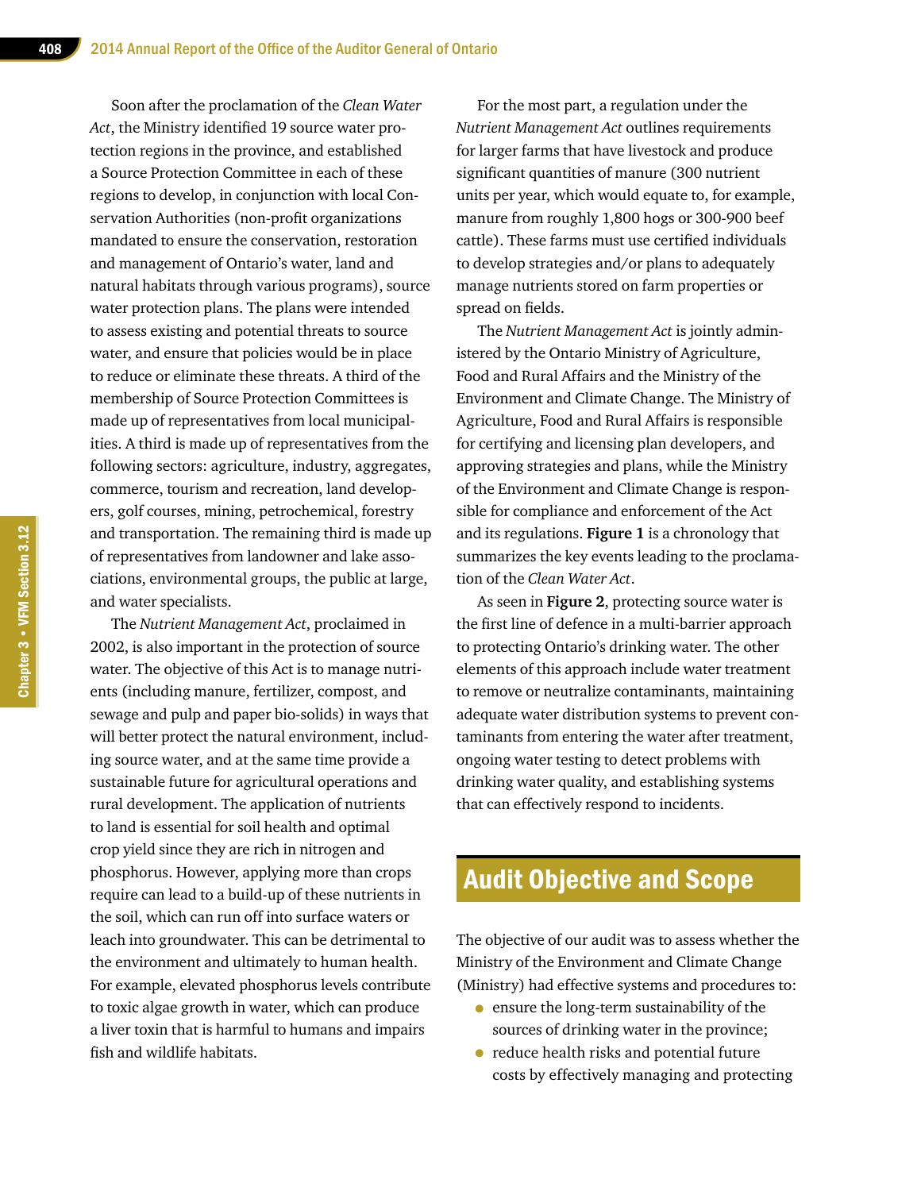Soon after the proclamation of the *Clean Water Act*, the Ministry identified 19 source water protection regions in the province, and established a Source Protection Committee in each of these regions to develop, in conjunction with local Conservation Authorities (non-profit organizations mandated to ensure the conservation, restoration and management of Ontario's water, land and natural habitats through various programs), source water protection plans. The plans were intended to assess existing and potential threats to source water, and ensure that policies would be in place to reduce or eliminate these threats. A third of the membership of Source Protection Committees is made up of representatives from local municipalities. A third is made up of representatives from the following sectors: agriculture, industry, aggregates, commerce, tourism and recreation, land developers, golf courses, mining, petrochemical, forestry and transportation. The remaining third is made up of representatives from landowner and lake associations, environmental groups, the public at large, and water specialists.

The *Nutrient Management Act*, proclaimed in 2002, is also important in the protection of source water. The objective of this Act is to manage nutrients (including manure, fertilizer, compost, and sewage and pulp and paper bio-solids) in ways that will better protect the natural environment, including source water, and at the same time provide a sustainable future for agricultural operations and rural development. The application of nutrients to land is essential for soil health and optimal crop yield since they are rich in nitrogen and phosphorus. However, applying more than crops require can lead to a build-up of these nutrients in the soil, which can run off into surface waters or leach into groundwater. This can be detrimental to the environment and ultimately to human health. For example, elevated phosphorus levels contribute to toxic algae growth in water, which can produce a liver toxin that is harmful to humans and impairs fish and wildlife habitats.

For the most part, a regulation under the *Nutrient Management Act* outlines requirements for larger farms that have livestock and produce significant quantities of manure (300 nutrient units per year, which would equate to, for example, manure from roughly 1,800 hogs or 300-900 beef cattle). These farms must use certified individuals to develop strategies and/or plans to adequately manage nutrients stored on farm properties or spread on fields.

The *Nutrient Management Act* is jointly administered by the Ontario Ministry of Agriculture, Food and Rural Affairs and the Ministry of the Environment and Climate Change. The Ministry of Agriculture, Food and Rural Affairs is responsible for certifying and licensing plan developers, and approving strategies and plans, while the Ministry of the Environment and Climate Change is responsible for compliance and enforcement of the Act and its regulations. **Figure 1** is a chronology that summarizes the key events leading to the proclamation of the *Clean Water Act*.

As seen in **Figure 2**, protecting source water is the first line of defence in a multi-barrier approach to protecting Ontario's drinking water. The other elements of this approach include water treatment to remove or neutralize contaminants, maintaining adequate water distribution systems to prevent contaminants from entering the water after treatment, ongoing water testing to detect problems with drinking water quality, and establishing systems that can effectively respond to incidents.

## Audit Objective and Scope

The objective of our audit was to assess whether the Ministry of the Environment and Climate Change (Ministry) had effective systems and procedures to:

- ensure the long-term sustainability of the sources of drinking water in the province;
- reduce health risks and potential future costs by effectively managing and protecting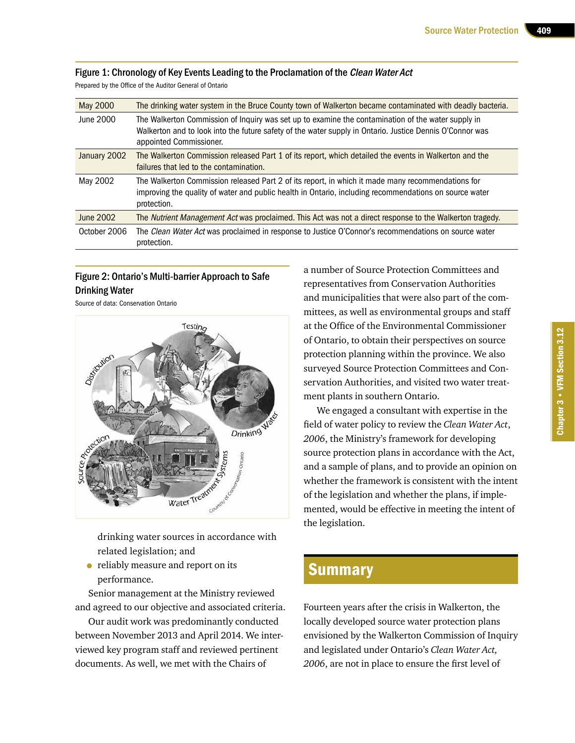**Figure 1: Chronology of Key Events Leading to the Proclamation of the *Clean Water Act***

Prepared by the Office of the Auditor General of Ontario

| | |
|---|---|
| May 2000 | The drinking water system in the Bruce County town of Walkerton became contaminated with deadly bacteria. |
| June 2000 | The Walkerton Commission of Inquiry was set up to examine the contamination of the water supply in Walkerton and to look into the future safety of the water supply in Ontario. Justice Dennis O'Connor was appointed Commissioner. |
| January 2002 | The Walkerton Commission released Part 1 of its report, which detailed the events in Walkerton and the failures that led to the contamination. |
| May 2002 | The Walkerton Commission released Part 2 of its report, in which it made many recommendations for improving the quality of water and public health in Ontario, including recommendations on source water protection. |
| June 2002 | The *Nutrient Management Act* was proclaimed. This Act was not a direct response to the Walkerton tragedy. |
| October 2006 | The *Clean Water Act* was proclaimed in response to Justice O'Connor's recommendations on source water protection. |

**Figure 2: Ontario's Multi-barrier Approach to Safe Drinking Water**

Source of data: Conservation Ontario

drinking water sources in accordance with related legislation; and

- reliably measure and report on its performance.

Senior management at the Ministry reviewed and agreed to our objective and associated criteria.

Our audit work was predominantly conducted between November 2013 and April 2014. We interviewed key program staff and reviewed pertinent documents. As well, we met with the Chairs of a number of Source Protection Committees and representatives from Conservation Authorities and municipalities that were also part of the committees, as well as environmental groups and staff at the Office of the Environmental Commissioner of Ontario, to obtain their perspectives on source protection planning within the province. We also surveyed Source Protection Committees and Conservation Authorities, and visited two water treatment plants in southern Ontario.

We engaged a consultant with expertise in the field of water policy to review the *Clean Water Act*, *2006*, the Ministry's framework for developing source protection plans in accordance with the Act, and a sample of plans, and to provide an opinion on whether the framework is consistent with the intent of the legislation and whether the plans, if implemented, would be effective in meeting the intent of the legislation.

## Summary

Fourteen years after the crisis in Walkerton, the locally developed source water protection plans envisioned by the Walkerton Commission of Inquiry and legislated under Ontario's *Clean Water Act, 2006*, are not in place to ensure the first level of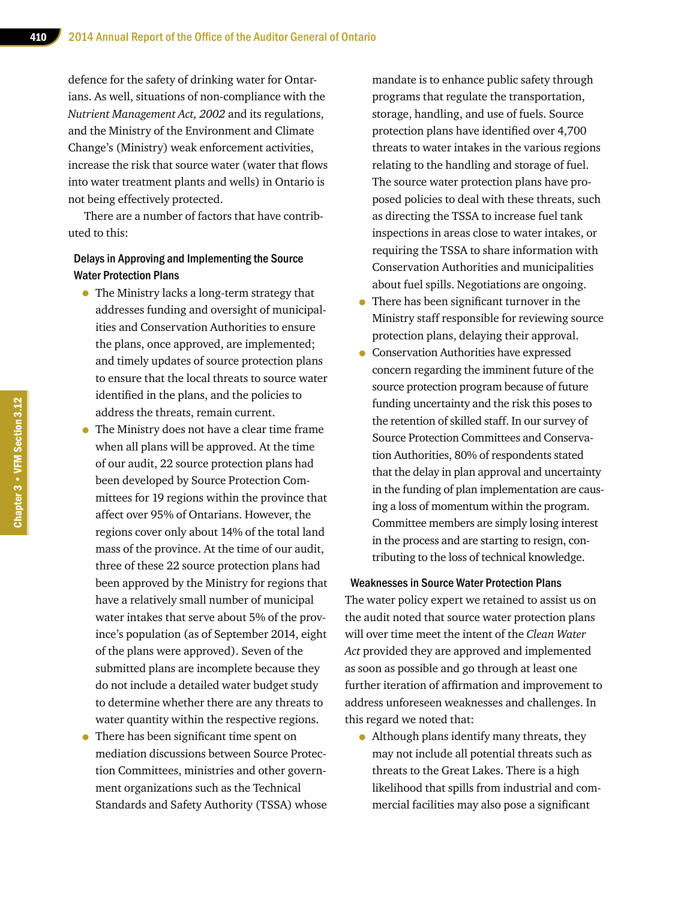defence for the safety of drinking water for Ontarians. As well, situations of non-compliance with the *Nutrient Management Act, 2002* and its regulations, and the Ministry of the Environment and Climate Change's (Ministry) weak enforcement activities, increase the risk that source water (water that flows into water treatment plants and wells) in Ontario is not being effectively protected.

There are a number of factors that have contributed to this:

#### Delays in Approving and Implementing the Source Water Protection Plans

- The Ministry lacks a long-term strategy that addresses funding and oversight of municipalities and Conservation Authorities to ensure the plans, once approved, are implemented; and timely updates of source protection plans to ensure that the local threats to source water identified in the plans, and the policies to address the threats, remain current.
- The Ministry does not have a clear time frame when all plans will be approved. At the time of our audit, 22 source protection plans had been developed by Source Protection Committees for 19 regions within the province that affect over 95% of Ontarians. However, the regions cover only about 14% of the total land mass of the province. At the time of our audit, three of these 22 source protection plans had been approved by the Ministry for regions that have a relatively small number of municipal water intakes that serve about 5% of the province's population (as of September 2014, eight of the plans were approved). Seven of the submitted plans are incomplete because they do not include a detailed water budget study to determine whether there are any threats to water quantity within the respective regions.
- There has been significant time spent on mediation discussions between Source Protection Committees, ministries and other government organizations such as the Technical Standards and Safety Authority (TSSA) whose mandate is to enhance public safety through programs that regulate the transportation, storage, handling, and use of fuels. Source protection plans have identified over 4,700 threats to water intakes in the various regions relating to the handling and storage of fuel. The source water protection plans have proposed policies to deal with these threats, such as directing the TSSA to increase fuel tank inspections in areas close to water intakes, or requiring the TSSA to share information with Conservation Authorities and municipalities about fuel spills. Negotiations are ongoing.
- There has been significant turnover in the Ministry staff responsible for reviewing source protection plans, delaying their approval.
- Conservation Authorities have expressed concern regarding the imminent future of the source protection program because of future funding uncertainty and the risk this poses to the retention of skilled staff. In our survey of Source Protection Committees and Conservation Authorities, 80% of respondents stated that the delay in plan approval and uncertainty in the funding of plan implementation are causing a loss of momentum within the program. Committee members are simply losing interest in the process and are starting to resign, contributing to the loss of technical knowledge.

#### Weaknesses in Source Water Protection Plans

The water policy expert we retained to assist us on the audit noted that source water protection plans will over time meet the intent of the *Clean Water Act* provided they are approved and implemented as soon as possible and go through at least one further iteration of affirmation and improvement to address unforeseen weaknesses and challenges. In this regard we noted that:

- Although plans identify many threats, they may not include all potential threats such as threats to the Great Lakes. There is a high likelihood that spills from industrial and commercial facilities may also pose a significant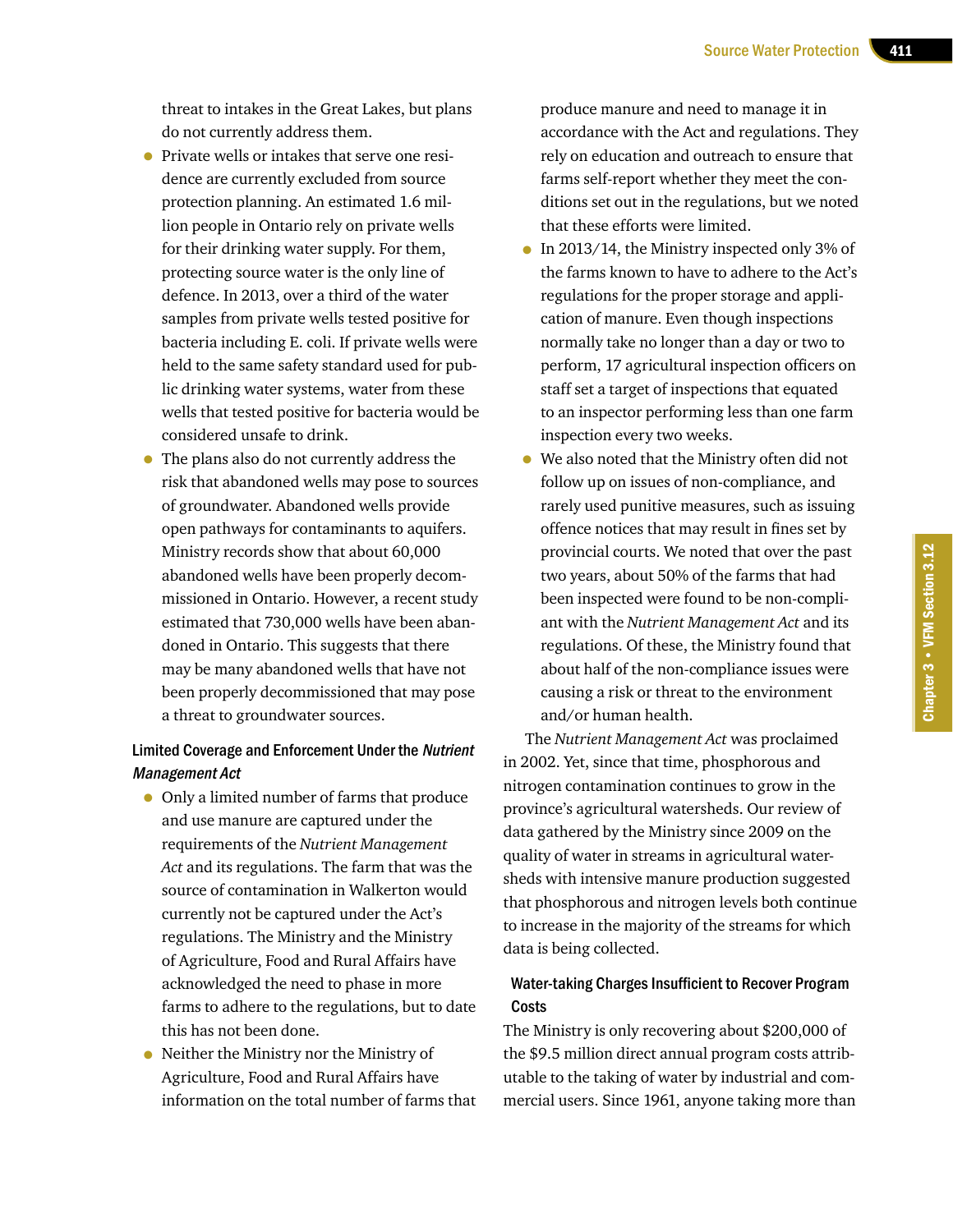threat to intakes in the Great Lakes, but plans do not currently address them.

- Private wells or intakes that serve one residence are currently excluded from source protection planning. An estimated 1.6 million people in Ontario rely on private wells for their drinking water supply. For them, protecting source water is the only line of defence. In 2013, over a third of the water samples from private wells tested positive for bacteria including E. coli. If private wells were held to the same safety standard used for public drinking water systems, water from these wells that tested positive for bacteria would be considered unsafe to drink.
- The plans also do not currently address the risk that abandoned wells may pose to sources of groundwater. Abandoned wells provide open pathways for contaminants to aquifers. Ministry records show that about 60,000 abandoned wells have been properly decommissioned in Ontario. However, a recent study estimated that 730,000 wells have been abandoned in Ontario. This suggests that there may be many abandoned wells that have not been properly decommissioned that may pose a threat to groundwater sources.

### Limited Coverage and Enforcement Under the *Nutrient Management Act*

- Only a limited number of farms that produce and use manure are captured under the requirements of the *Nutrient Management Act* and its regulations. The farm that was the source of contamination in Walkerton would currently not be captured under the Act's regulations. The Ministry and the Ministry of Agriculture, Food and Rural Affairs have acknowledged the need to phase in more farms to adhere to the regulations, but to date this has not been done.
- Neither the Ministry nor the Ministry of Agriculture, Food and Rural Affairs have information on the total number of farms that produce manure and need to manage it in accordance with the Act and regulations. They rely on education and outreach to ensure that farms self-report whether they meet the conditions set out in the regulations, but we noted that these efforts were limited.
- In 2013/14, the Ministry inspected only 3% of the farms known to have to adhere to the Act's regulations for the proper storage and application of manure. Even though inspections normally take no longer than a day or two to perform, 17 agricultural inspection officers on staff set a target of inspections that equated to an inspector performing less than one farm inspection every two weeks.
- We also noted that the Ministry often did not follow up on issues of non-compliance, and rarely used punitive measures, such as issuing offence notices that may result in fines set by provincial courts. We noted that over the past two years, about 50% of the farms that had been inspected were found to be non-compliant with the *Nutrient Management Act* and its regulations. Of these, the Ministry found that about half of the non-compliance issues were causing a risk or threat to the environment and/or human health.

The *Nutrient Management Act* was proclaimed in 2002. Yet, since that time, phosphorous and nitrogen contamination continues to grow in the province's agricultural watersheds. Our review of data gathered by the Ministry since 2009 on the quality of water in streams in agricultural watersheds with intensive manure production suggested that phosphorous and nitrogen levels both continue to increase in the majority of the streams for which data is being collected.

### Water-taking Charges Insufficient to Recover Program Costs

The Ministry is only recovering about $200,000 of the $9.5 million direct annual program costs attributable to the taking of water by industrial and commercial users. Since 1961, anyone taking more than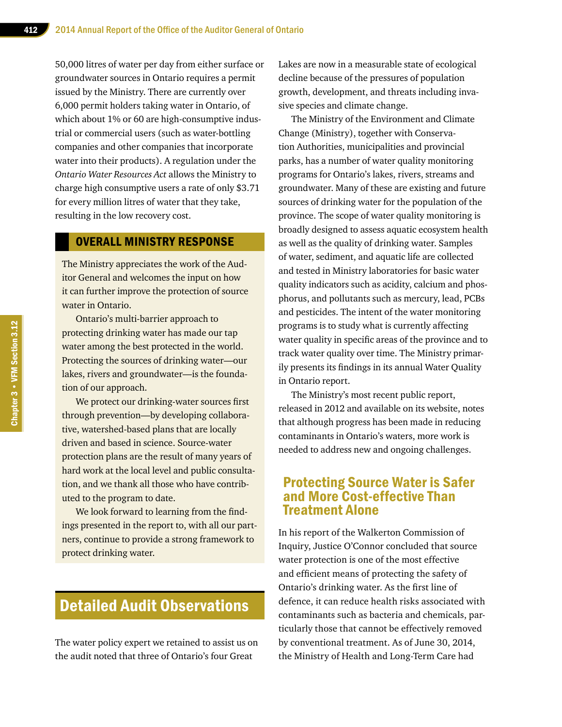50,000 litres of water per day from either surface or groundwater sources in Ontario requires a permit issued by the Ministry. There are currently over 6,000 permit holders taking water in Ontario, of which about 1% or 60 are high-consumptive industrial or commercial users (such as water-bottling companies and other companies that incorporate water into their products). A regulation under the *Ontario Water Resources Act* allows the Ministry to charge high consumptive users a rate of only $3.71 for every million litres of water that they take, resulting in the low recovery cost.

## OVERALL MINISTRY RESPONSE

The Ministry appreciates the work of the Auditor General and welcomes the input on how it can further improve the protection of source water in Ontario.

Ontario's multi-barrier approach to protecting drinking water has made our tap water among the best protected in the world. Protecting the sources of drinking water—our lakes, rivers and groundwater—is the foundation of our approach.

We protect our drinking-water sources first through prevention—by developing collaborative, watershed-based plans that are locally driven and based in science. Source-water protection plans are the result of many years of hard work at the local level and public consultation, and we thank all those who have contributed to the program to date.

We look forward to learning from the findings presented in the report to, with all our partners, continue to provide a strong framework to protect drinking water.

# Detailed Audit Observations

The water policy expert we retained to assist us on the audit noted that three of Ontario's four Great Lakes are now in a measurable state of ecological decline because of the pressures of population growth, development, and threats including invasive species and climate change.

The Ministry of the Environment and Climate Change (Ministry), together with Conservation Authorities, municipalities and provincial parks, has a number of water quality monitoring programs for Ontario's lakes, rivers, streams and groundwater. Many of these are existing and future sources of drinking water for the population of the province. The scope of water quality monitoring is broadly designed to assess aquatic ecosystem health as well as the quality of drinking water. Samples of water, sediment, and aquatic life are collected and tested in Ministry laboratories for basic water quality indicators such as acidity, calcium and phosphorus, and pollutants such as mercury, lead, PCBs and pesticides. The intent of the water monitoring programs is to study what is currently affecting water quality in specific areas of the province and to track water quality over time. The Ministry primarily presents its findings in its annual Water Quality in Ontario report.

The Ministry's most recent public report, released in 2012 and available on its website, notes that although progress has been made in reducing contaminants in Ontario's waters, more work is needed to address new and ongoing challenges.

## Protecting Source Water is Safer and More Cost-effective Than Treatment Alone

In his report of the Walkerton Commission of Inquiry, Justice O'Connor concluded that source water protection is one of the most effective and efficient means of protecting the safety of Ontario's drinking water. As the first line of defence, it can reduce health risks associated with contaminants such as bacteria and chemicals, particularly those that cannot be effectively removed by conventional treatment. As of June 30, 2014, the Ministry of Health and Long-Term Care had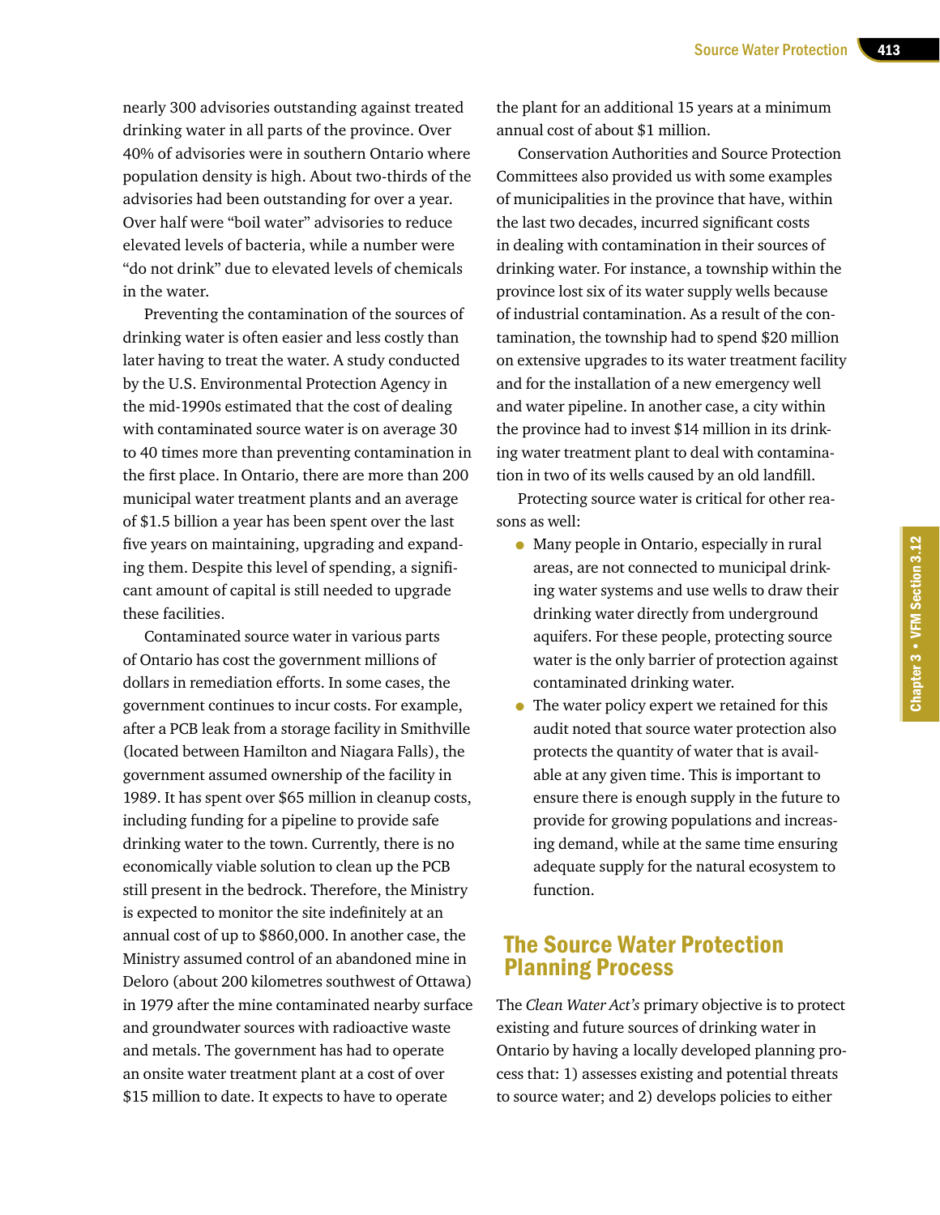nearly 300 advisories outstanding against treated drinking water in all parts of the province. Over 40% of advisories were in southern Ontario where population density is high. About two-thirds of the advisories had been outstanding for over a year. Over half were "boil water" advisories to reduce elevated levels of bacteria, while a number were "do not drink" due to elevated levels of chemicals in the water.

Preventing the contamination of the sources of drinking water is often easier and less costly than later having to treat the water. A study conducted by the U.S. Environmental Protection Agency in the mid-1990s estimated that the cost of dealing with contaminated source water is on average 30 to 40 times more than preventing contamination in the first place. In Ontario, there are more than 200 municipal water treatment plants and an average of $1.5 billion a year has been spent over the last five years on maintaining, upgrading and expanding them. Despite this level of spending, a significant amount of capital is still needed to upgrade these facilities.

Contaminated source water in various parts of Ontario has cost the government millions of dollars in remediation efforts. In some cases, the government continues to incur costs. For example, after a PCB leak from a storage facility in Smithville (located between Hamilton and Niagara Falls), the government assumed ownership of the facility in 1989. It has spent over $65 million in cleanup costs, including funding for a pipeline to provide safe drinking water to the town. Currently, there is no economically viable solution to clean up the PCB still present in the bedrock. Therefore, the Ministry is expected to monitor the site indefinitely at an annual cost of up to $860,000. In another case, the Ministry assumed control of an abandoned mine in Deloro (about 200 kilometres southwest of Ottawa) in 1979 after the mine contaminated nearby surface and groundwater sources with radioactive waste and metals. The government has had to operate an onsite water treatment plant at a cost of over $15 million to date. It expects to have to operate the plant for an additional 15 years at a minimum annual cost of about $1 million.

Conservation Authorities and Source Protection Committees also provided us with some examples of municipalities in the province that have, within the last two decades, incurred significant costs in dealing with contamination in their sources of drinking water. For instance, a township within the province lost six of its water supply wells because of industrial contamination. As a result of the contamination, the township had to spend $20 million on extensive upgrades to its water treatment facility and for the installation of a new emergency well and water pipeline. In another case, a city within the province had to invest $14 million in its drinking water treatment plant to deal with contamination in two of its wells caused by an old landfill.

Protecting source water is critical for other reasons as well:

- Many people in Ontario, especially in rural areas, are not connected to municipal drinking water systems and use wells to draw their drinking water directly from underground aquifers. For these people, protecting source water is the only barrier of protection against contaminated drinking water.
- The water policy expert we retained for this audit noted that source water protection also protects the quantity of water that is available at any given time. This is important to ensure there is enough supply in the future to provide for growing populations and increasing demand, while at the same time ensuring adequate supply for the natural ecosystem to function.

## The Source Water Protection Planning Process

The *Clean Water Act's* primary objective is to protect existing and future sources of drinking water in Ontario by having a locally developed planning process that: 1) assesses existing and potential threats to source water; and 2) develops policies to either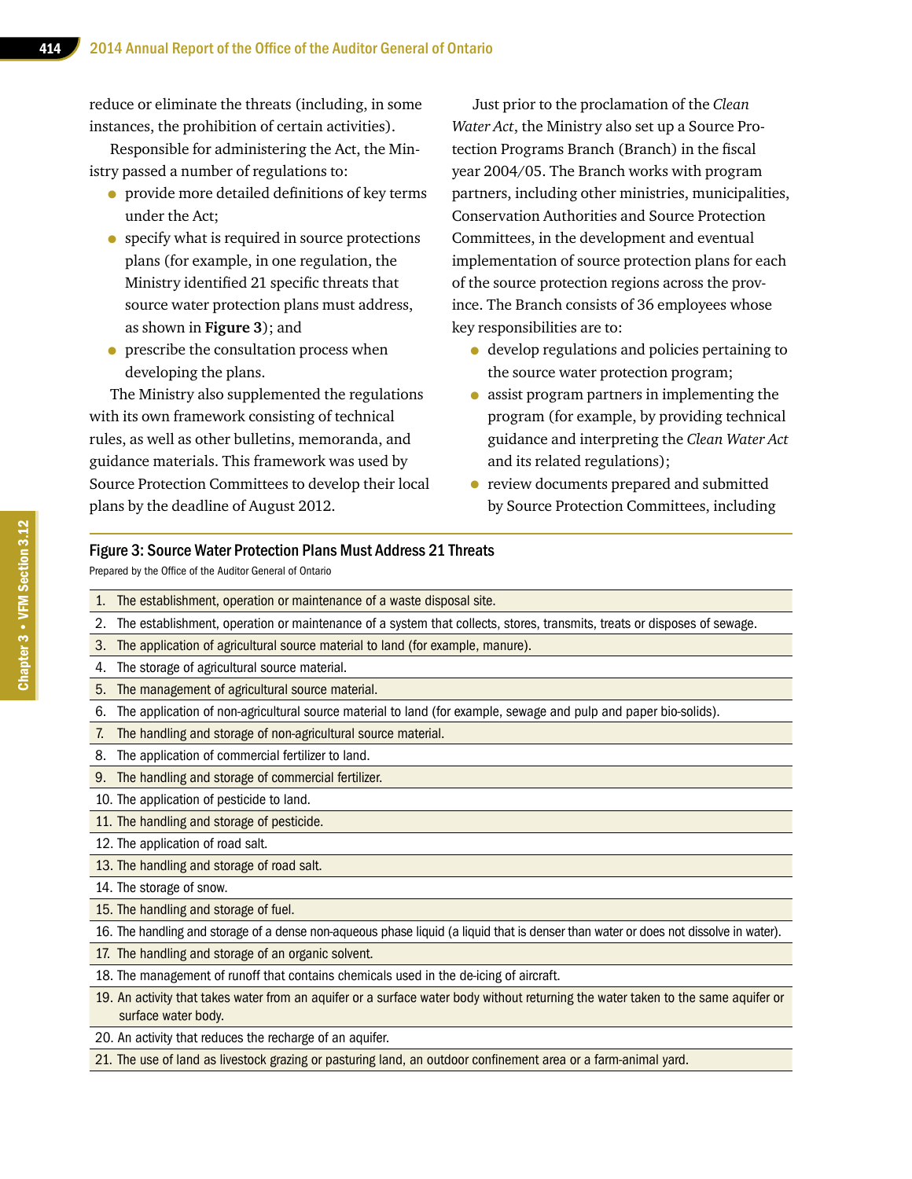reduce or eliminate the threats (including, in some instances, the prohibition of certain activities).

Responsible for administering the Act, the Ministry passed a number of regulations to:

- provide more detailed definitions of key terms under the Act;
- specify what is required in source protections plans (for example, in one regulation, the Ministry identified 21 specific threats that source water protection plans must address, as shown in **Figure 3**); and
- prescribe the consultation process when developing the plans.

The Ministry also supplemented the regulations with its own framework consisting of technical rules, as well as other bulletins, memoranda, and guidance materials. This framework was used by Source Protection Committees to develop their local plans by the deadline of August 2012.

Just prior to the proclamation of the *Clean Water Act*, the Ministry also set up a Source Protection Programs Branch (Branch) in the fiscal year 2004/05. The Branch works with program partners, including other ministries, municipalities, Conservation Authorities and Source Protection Committees, in the development and eventual implementation of source protection plans for each of the source protection regions across the province. The Branch consists of 36 employees whose key responsibilities are to:

- develop regulations and policies pertaining to the source water protection program;
- assist program partners in implementing the program (for example, by providing technical guidance and interpreting the *Clean Water Act* and its related regulations);
- review documents prepared and submitted by Source Protection Committees, including

### Figure 3: Source Water Protection Plans Must Address 21 Threats

Prepared by the Office of the Auditor General of Ontario

1. The establishment, operation or maintenance of a waste disposal site.
2. The establishment, operation or maintenance of a system that collects, stores, transmits, treats or disposes of sewage.
3. The application of agricultural source material to land (for example, manure).
4. The storage of agricultural source material.
5. The management of agricultural source material.
6. The application of non-agricultural source material to land (for example, sewage and pulp and paper bio-solids).
7. The handling and storage of non-agricultural source material.
8. The application of commercial fertilizer to land.
9. The handling and storage of commercial fertilizer.
10. The application of pesticide to land.
11. The handling and storage of pesticide.
12. The application of road salt.
13. The handling and storage of road salt.
14. The storage of snow.
15. The handling and storage of fuel.
16. The handling and storage of a dense non-aqueous phase liquid (a liquid that is denser than water or does not dissolve in water).
17. The handling and storage of an organic solvent.
18. The management of runoff that contains chemicals used in the de-icing of aircraft.
19. An activity that takes water from an aquifer or a surface water body without returning the water taken to the same aquifer or surface water body.
20. An activity that reduces the recharge of an aquifer.
21. The use of land as livestock grazing or pasturing land, an outdoor confinement area or a farm-animal yard.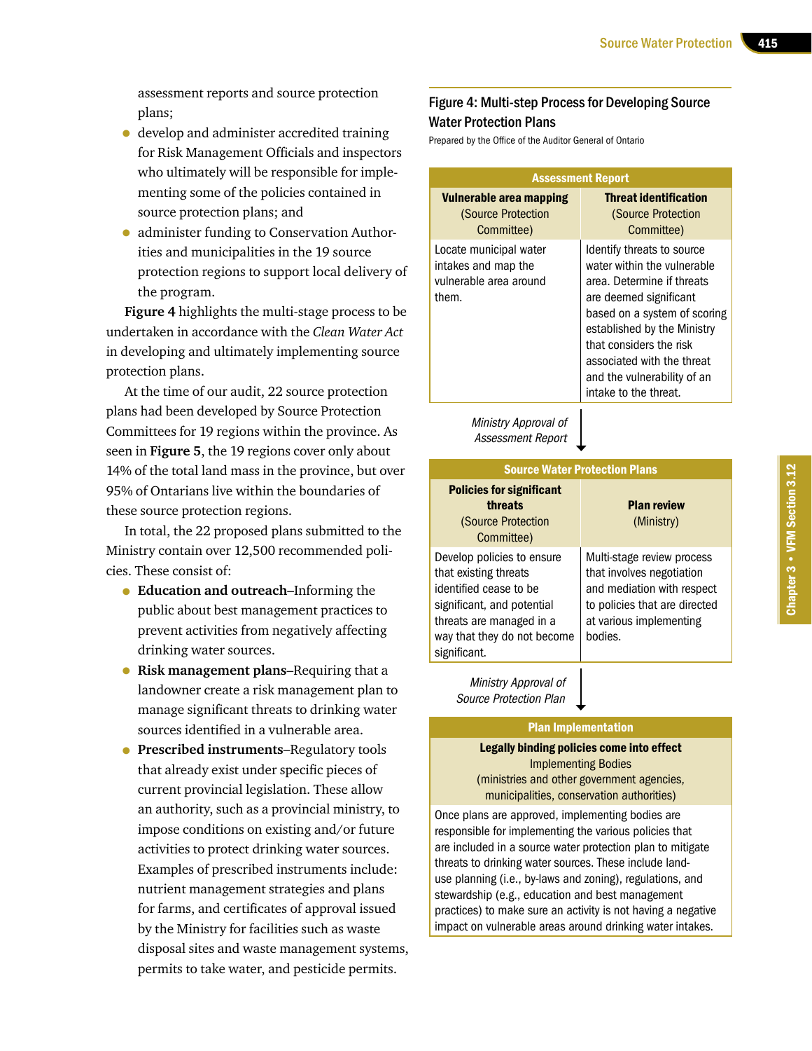assessment reports and source protection plans;

- develop and administer accredited training for Risk Management Officials and inspectors who ultimately will be responsible for implementing some of the policies contained in source protection plans; and
- administer funding to Conservation Authorities and municipalities in the 19 source protection regions to support local delivery of the program.

**Figure 4** highlights the multi-stage process to be undertaken in accordance with the *Clean Water Act* in developing and ultimately implementing source protection plans.

At the time of our audit, 22 source protection plans had been developed by Source Protection Committees for 19 regions within the province. As seen in **Figure 5**, the 19 regions cover only about 14% of the total land mass in the province, but over 95% of Ontarians live within the boundaries of these source protection regions.

In total, the 22 proposed plans submitted to the Ministry contain over 12,500 recommended policies. These consist of:

- **Education and outreach**–Informing the public about best management practices to prevent activities from negatively affecting drinking water sources.
- **Risk management plans**–Requiring that a landowner create a risk management plan to manage significant threats to drinking water sources identified in a vulnerable area.
- **Prescribed instruments**–Regulatory tools that already exist under specific pieces of current provincial legislation. These allow an authority, such as a provincial ministry, to impose conditions on existing and/or future activities to protect drinking water sources. Examples of prescribed instruments include: nutrient management strategies and plans for farms, and certificates of approval issued by the Ministry for facilities such as waste disposal sites and waste management systems, permits to take water, and pesticide permits.

## Figure 4: Multi-step Process for Developing Source Water Protection Plans

Prepared by the Office of the Auditor General of Ontario

| Assessment Report | |
|---|---|
| **Vulnerable area mapping** (Source Protection Committee) | **Threat identification** (Source Protection Committee) |
| Locate municipal water intakes and map the vulnerable area around them. | Identify threats to source water within the vulnerable area. Determine if threats are deemed significant based on a system of scoring established by the Ministry that considers the risk associated with the threat and the vulnerability of an intake to the threat. |

*Ministry Approval of Assessment Report* ↓

| Source Water Protection Plans | |
|---|---|
| **Policies for significant threats** (Source Protection Committee) | **Plan review** (Ministry) |
| Develop policies to ensure that existing threats identified cease to be significant, and potential threats are managed in a way that they do not become significant. | Multi-stage review process that involves negotiation and mediation with respect to policies that are directed at various implementing bodies. |

*Ministry Approval of Source Protection Plan* ↓

| Plan Implementation |
|---|
| **Legally binding policies come into effect** Implementing Bodies (ministries and other government agencies, municipalities, conservation authorities) |
| Once plans are approved, implementing bodies are responsible for implementing the various policies that are included in a source water protection plan to mitigate threats to drinking water sources. These include land-use planning (i.e., by-laws and zoning), regulations, and stewardship (e.g., education and best management practices) to make sure an activity is not having a negative impact on vulnerable areas around drinking water intakes. |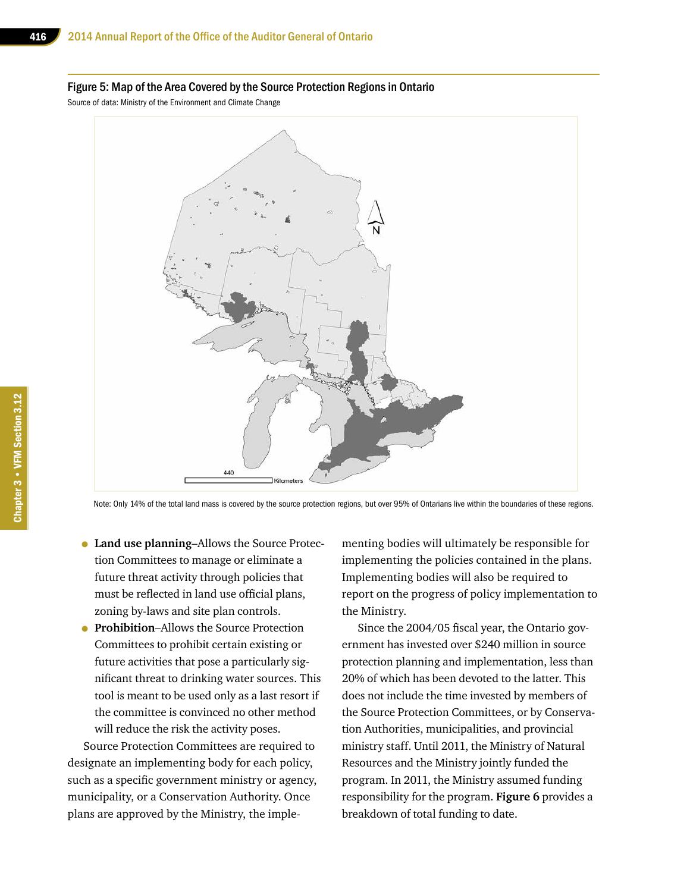### Figure 5: Map of the Area Covered by the Source Protection Regions in Ontario

Source of data: Ministry of the Environment and Climate Change

Note: Only 14% of the total land mass is covered by the source protection regions, but over 95% of Ontarians live within the boundaries of these regions.

- **Land use planning**–Allows the Source Protection Committees to manage or eliminate a future threat activity through policies that must be reflected in land use official plans, zoning by-laws and site plan controls.
- **Prohibition**–Allows the Source Protection Committees to prohibit certain existing or future activities that pose a particularly significant threat to drinking water sources. This tool is meant to be used only as a last resort if the committee is convinced no other method will reduce the risk the activity poses.

Source Protection Committees are required to designate an implementing body for each policy, such as a specific government ministry or agency, municipality, or a Conservation Authority. Once plans are approved by the Ministry, the implementing bodies will ultimately be responsible for implementing the policies contained in the plans. Implementing bodies will also be required to report on the progress of policy implementation to the Ministry.

Since the 2004/05 fiscal year, the Ontario government has invested over $240 million in source protection planning and implementation, less than 20% of which has been devoted to the latter. This does not include the time invested by members of the Source Protection Committees, or by Conservation Authorities, municipalities, and provincial ministry staff. Until 2011, the Ministry of Natural Resources and the Ministry jointly funded the program. In 2011, the Ministry assumed funding responsibility for the program. **Figure 6** provides a breakdown of total funding to date.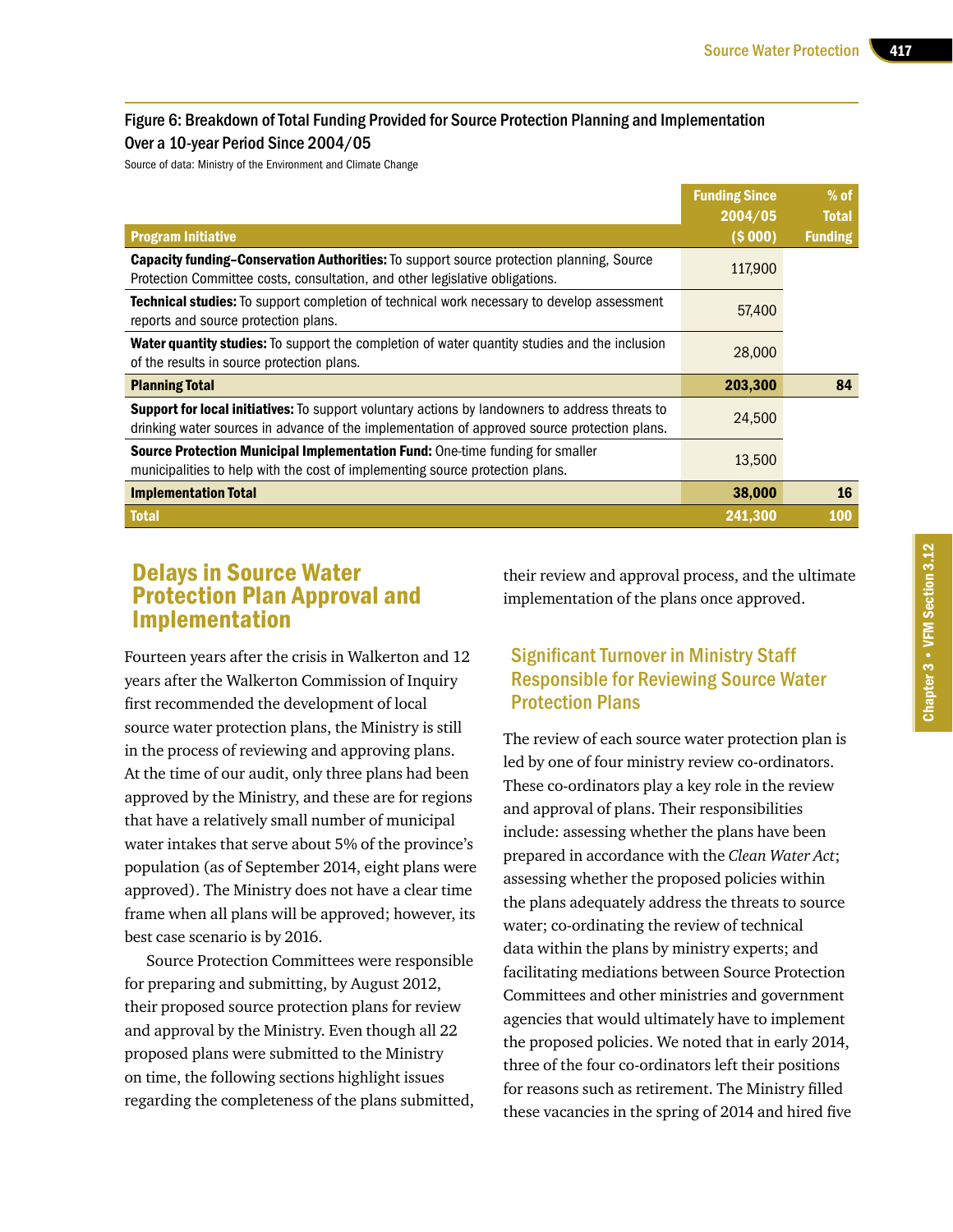Figure 6: Breakdown of Total Funding Provided for Source Protection Planning and Implementation Over a 10-year Period Since 2004/05

Source of data: Ministry of the Environment and Climate Change

| Program Initiative | Funding Since 2004/05 ($ 000) | % of Total Funding |
|---|---|---|
| **Capacity funding–Conservation Authorities:** To support source protection planning, Source Protection Committee costs, consultation, and other legislative obligations. | 117,900 | |
| **Technical studies:** To support completion of technical work necessary to develop assessment reports and source protection plans. | 57,400 | |
| **Water quantity studies:** To support the completion of water quantity studies and the inclusion of the results in source protection plans. | 28,000 | |
| **Planning Total** | **203,300** | **84** |
| **Support for local initiatives:** To support voluntary actions by landowners to address threats to drinking water sources in advance of the implementation of approved source protection plans. | 24,500 | |
| **Source Protection Municipal Implementation Fund:** One-time funding for smaller municipalities to help with the cost of implementing source protection plans. | 13,500 | |
| **Implementation Total** | **38,000** | **16** |
| **Total** | **241,300** | **100** |

## Delays in Source Water Protection Plan Approval and Implementation

Fourteen years after the crisis in Walkerton and 12 years after the Walkerton Commission of Inquiry first recommended the development of local source water protection plans, the Ministry is still in the process of reviewing and approving plans. At the time of our audit, only three plans had been approved by the Ministry, and these are for regions that have a relatively small number of municipal water intakes that serve about 5% of the province's population (as of September 2014, eight plans were approved). The Ministry does not have a clear time frame when all plans will be approved; however, its best case scenario is by 2016.

Source Protection Committees were responsible for preparing and submitting, by August 2012, their proposed source protection plans for review and approval by the Ministry. Even though all 22 proposed plans were submitted to the Ministry on time, the following sections highlight issues regarding the completeness of the plans submitted, their review and approval process, and the ultimate implementation of the plans once approved.

### Significant Turnover in Ministry Staff Responsible for Reviewing Source Water Protection Plans

The review of each source water protection plan is led by one of four ministry review co-ordinators. These co-ordinators play a key role in the review and approval of plans. Their responsibilities include: assessing whether the plans have been prepared in accordance with the *Clean Water Act*; assessing whether the proposed policies within the plans adequately address the threats to source water; co-ordinating the review of technical data within the plans by ministry experts; and facilitating mediations between Source Protection Committees and other ministries and government agencies that would ultimately have to implement the proposed policies. We noted that in early 2014, three of the four co-ordinators left their positions for reasons such as retirement. The Ministry filled these vacancies in the spring of 2014 and hired five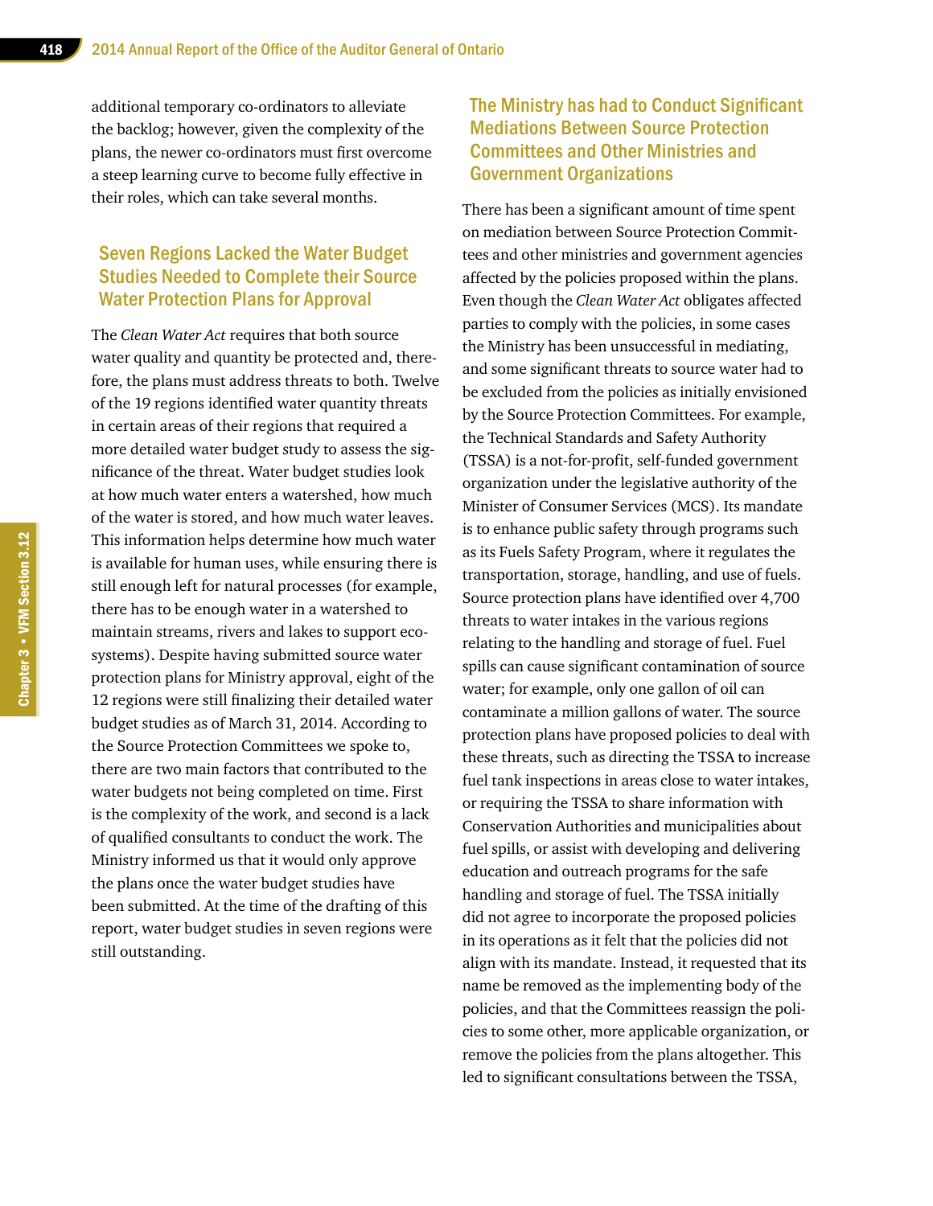additional temporary co-ordinators to alleviate the backlog; however, given the complexity of the plans, the newer co-ordinators must first overcome a steep learning curve to become fully effective in their roles, which can take several months.

### Seven Regions Lacked the Water Budget Studies Needed to Complete their Source Water Protection Plans for Approval

The *Clean Water Act* requires that both source water quality and quantity be protected and, therefore, the plans must address threats to both. Twelve of the 19 regions identified water quantity threats in certain areas of their regions that required a more detailed water budget study to assess the significance of the threat. Water budget studies look at how much water enters a watershed, how much of the water is stored, and how much water leaves. This information helps determine how much water is available for human uses, while ensuring there is still enough left for natural processes (for example, there has to be enough water in a watershed to maintain streams, rivers and lakes to support ecosystems). Despite having submitted source water protection plans for Ministry approval, eight of the 12 regions were still finalizing their detailed water budget studies as of March 31, 2014. According to the Source Protection Committees we spoke to, there are two main factors that contributed to the water budgets not being completed on time. First is the complexity of the work, and second is a lack of qualified consultants to conduct the work. The Ministry informed us that it would only approve the plans once the water budget studies have been submitted. At the time of the drafting of this report, water budget studies in seven regions were still outstanding.

### The Ministry has had to Conduct Significant Mediations Between Source Protection Committees and Other Ministries and Government Organizations

There has been a significant amount of time spent on mediation between Source Protection Committees and other ministries and government agencies affected by the policies proposed within the plans. Even though the *Clean Water Act* obligates affected parties to comply with the policies, in some cases the Ministry has been unsuccessful in mediating, and some significant threats to source water had to be excluded from the policies as initially envisioned by the Source Protection Committees. For example, the Technical Standards and Safety Authority (TSSA) is a not-for-profit, self-funded government organization under the legislative authority of the Minister of Consumer Services (MCS). Its mandate is to enhance public safety through programs such as its Fuels Safety Program, where it regulates the transportation, storage, handling, and use of fuels. Source protection plans have identified over 4,700 threats to water intakes in the various regions relating to the handling and storage of fuel. Fuel spills can cause significant contamination of source water; for example, only one gallon of oil can contaminate a million gallons of water. The source protection plans have proposed policies to deal with these threats, such as directing the TSSA to increase fuel tank inspections in areas close to water intakes, or requiring the TSSA to share information with Conservation Authorities and municipalities about fuel spills, or assist with developing and delivering education and outreach programs for the safe handling and storage of fuel. The TSSA initially did not agree to incorporate the proposed policies in its operations as it felt that the policies did not align with its mandate. Instead, it requested that its name be removed as the implementing body of the policies, and that the Committees reassign the policies to some other, more applicable organization, or remove the policies from the plans altogether. This led to significant consultations between the TSSA,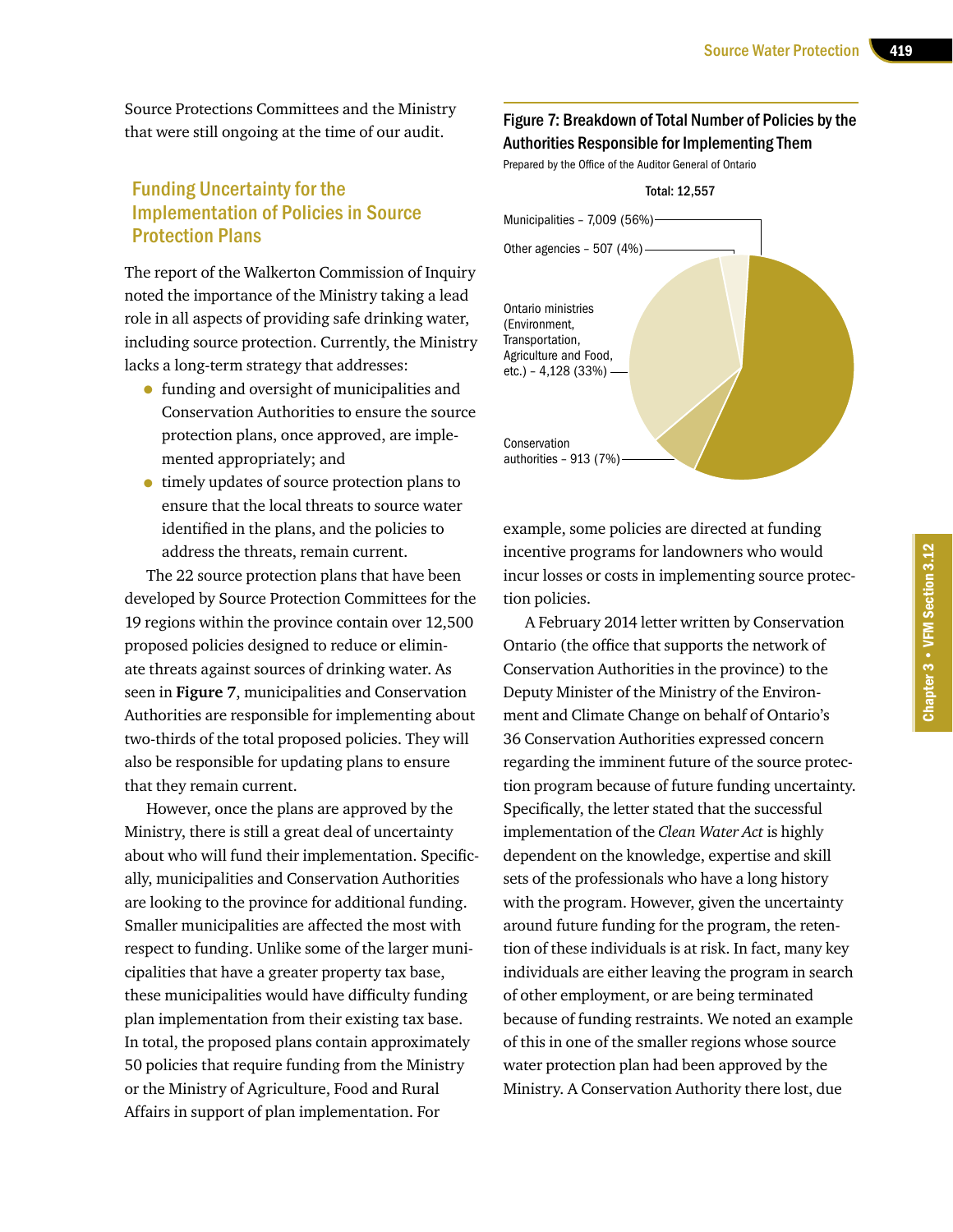Source Protections Committees and the Ministry that were still ongoing at the time of our audit.

## Funding Uncertainty for the Implementation of Policies in Source Protection Plans

The report of the Walkerton Commission of Inquiry noted the importance of the Ministry taking a lead role in all aspects of providing safe drinking water, including source protection. Currently, the Ministry lacks a long-term strategy that addresses:

- funding and oversight of municipalities and Conservation Authorities to ensure the source protection plans, once approved, are implemented appropriately; and
- timely updates of source protection plans to ensure that the local threats to source water identified in the plans, and the policies to address the threats, remain current.

The 22 source protection plans that have been developed by Source Protection Committees for the 19 regions within the province contain over 12,500 proposed policies designed to reduce or eliminate threats against sources of drinking water. As seen in **Figure 7**, municipalities and Conservation Authorities are responsible for implementing about two-thirds of the total proposed policies. They will also be responsible for updating plans to ensure that they remain current.

However, once the plans are approved by the Ministry, there is still a great deal of uncertainty about who will fund their implementation. Specifically, municipalities and Conservation Authorities are looking to the province for additional funding. Smaller municipalities are affected the most with respect to funding. Unlike some of the larger municipalities that have a greater property tax base, these municipalities would have difficulty funding plan implementation from their existing tax base. In total, the proposed plans contain approximately 50 policies that require funding from the Ministry or the Ministry of Agriculture, Food and Rural Affairs in support of plan implementation. For example, some policies are directed at funding incentive programs for landowners who would incur losses or costs in implementing source protection policies.

**Figure 7: Breakdown of Total Number of Policies by the Authorities Responsible for Implementing Them**

Prepared by the Office of the Auditor General of Ontario

Total: 12,557

| Authority | Number of Policies | % |
|---|---|---|
| Municipalities | 7,009 | 56% |
| Other agencies | 507 | 4% |
| Ontario ministries (Environment, Transportation, Agriculture and Food, etc.) | 4,128 | 33% |
| Conservation authorities | 913 | 7% |

A February 2014 letter written by Conservation Ontario (the office that supports the network of Conservation Authorities in the province) to the Deputy Minister of the Ministry of the Environment and Climate Change on behalf of Ontario's 36 Conservation Authorities expressed concern regarding the imminent future of the source protection program because of future funding uncertainty. Specifically, the letter stated that the successful implementation of the *Clean Water Act* is highly dependent on the knowledge, expertise and skill sets of the professionals who have a long history with the program. However, given the uncertainty around future funding for the program, the retention of these individuals is at risk. In fact, many key individuals are either leaving the program in search of other employment, or are being terminated because of funding restraints. We noted an example of this in one of the smaller regions whose source water protection plan had been approved by the Ministry. A Conservation Authority there lost, due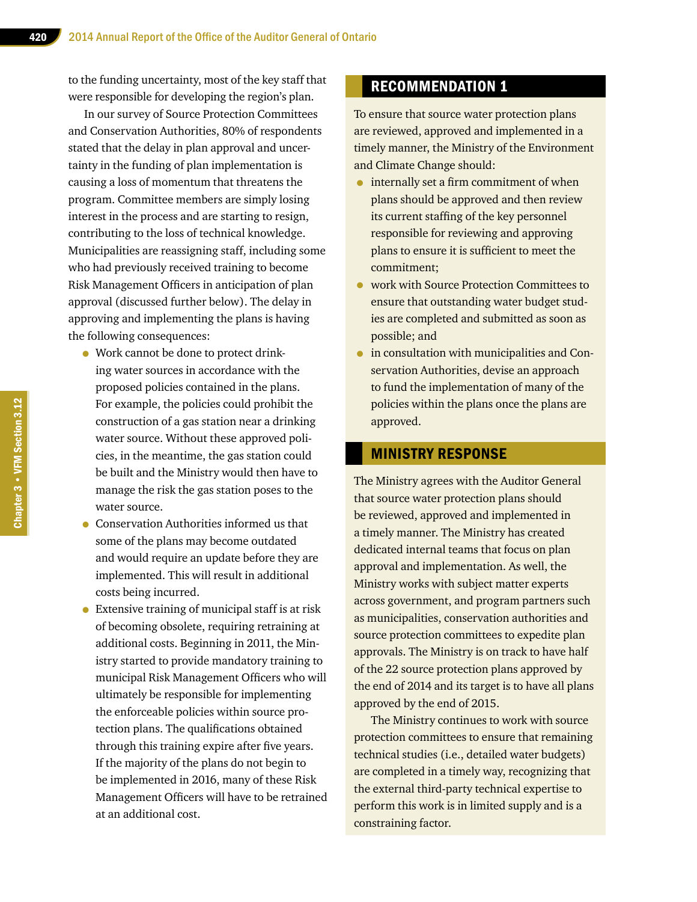to the funding uncertainty, most of the key staff that were responsible for developing the region's plan.

In our survey of Source Protection Committees and Conservation Authorities, 80% of respondents stated that the delay in plan approval and uncertainty in the funding of plan implementation is causing a loss of momentum that threatens the program. Committee members are simply losing interest in the process and are starting to resign, contributing to the loss of technical knowledge. Municipalities are reassigning staff, including some who had previously received training to become Risk Management Officers in anticipation of plan approval (discussed further below). The delay in approving and implementing the plans is having the following consequences:

- Work cannot be done to protect drinking water sources in accordance with the proposed policies contained in the plans. For example, the policies could prohibit the construction of a gas station near a drinking water source. Without these approved policies, in the meantime, the gas station could be built and the Ministry would then have to manage the risk the gas station poses to the water source.
- Conservation Authorities informed us that some of the plans may become outdated and would require an update before they are implemented. This will result in additional costs being incurred.
- Extensive training of municipal staff is at risk of becoming obsolete, requiring retraining at additional costs. Beginning in 2011, the Ministry started to provide mandatory training to municipal Risk Management Officers who will ultimately be responsible for implementing the enforceable policies within source protection plans. The qualifications obtained through this training expire after five years. If the majority of the plans do not begin to be implemented in 2016, many of these Risk Management Officers will have to be retrained at an additional cost.

## RECOMMENDATION 1

To ensure that source water protection plans are reviewed, approved and implemented in a timely manner, the Ministry of the Environment and Climate Change should:

- internally set a firm commitment of when plans should be approved and then review its current staffing of the key personnel responsible for reviewing and approving plans to ensure it is sufficient to meet the commitment;
- work with Source Protection Committees to ensure that outstanding water budget studies are completed and submitted as soon as possible; and
- in consultation with municipalities and Conservation Authorities, devise an approach to fund the implementation of many of the policies within the plans once the plans are approved.

## MINISTRY RESPONSE

The Ministry agrees with the Auditor General that source water protection plans should be reviewed, approved and implemented in a timely manner. The Ministry has created dedicated internal teams that focus on plan approval and implementation. As well, the Ministry works with subject matter experts across government, and program partners such as municipalities, conservation authorities and source protection committees to expedite plan approvals. The Ministry is on track to have half of the 22 source protection plans approved by the end of 2014 and its target is to have all plans approved by the end of 2015.

The Ministry continues to work with source protection committees to ensure that remaining technical studies (i.e., detailed water budgets) are completed in a timely way, recognizing that the external third-party technical expertise to perform this work is in limited supply and is a constraining factor.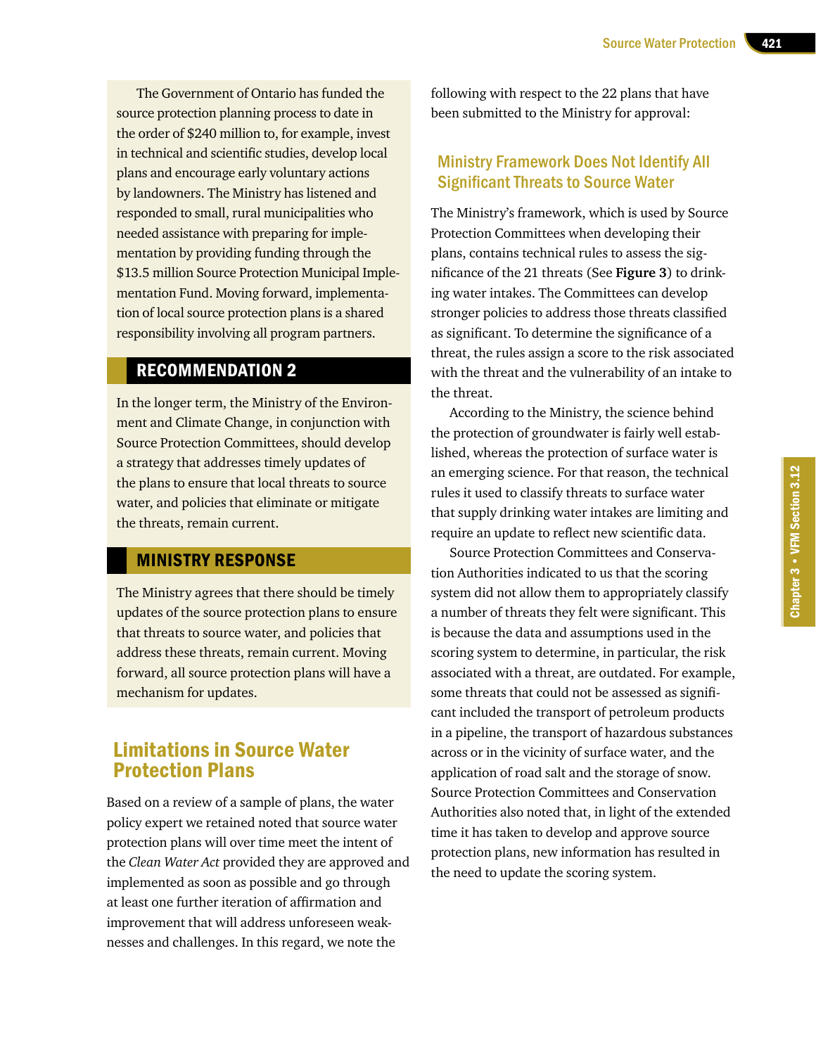The Government of Ontario has funded the source protection planning process to date in the order of $240 million to, for example, invest in technical and scientific studies, develop local plans and encourage early voluntary actions by landowners. The Ministry has listened and responded to small, rural municipalities who needed assistance with preparing for implementation by providing funding through the $13.5 million Source Protection Municipal Implementation Fund. Moving forward, implementation of local source protection plans is a shared responsibility involving all program partners.

## RECOMMENDATION 2

In the longer term, the Ministry of the Environment and Climate Change, in conjunction with Source Protection Committees, should develop a strategy that addresses timely updates of the plans to ensure that local threats to source water, and policies that eliminate or mitigate the threats, remain current.

## MINISTRY RESPONSE

The Ministry agrees that there should be timely updates of the source protection plans to ensure that threats to source water, and policies that address these threats, remain current. Moving forward, all source protection plans will have a mechanism for updates.

## Limitations in Source Water Protection Plans

Based on a review of a sample of plans, the water policy expert we retained noted that source water protection plans will over time meet the intent of the *Clean Water Act* provided they are approved and implemented as soon as possible and go through at least one further iteration of affirmation and improvement that will address unforeseen weaknesses and challenges. In this regard, we note the following with respect to the 22 plans that have been submitted to the Ministry for approval:

### Ministry Framework Does Not Identify All Significant Threats to Source Water

The Ministry's framework, which is used by Source Protection Committees when developing their plans, contains technical rules to assess the significance of the 21 threats (See **Figure 3**) to drinking water intakes. The Committees can develop stronger policies to address those threats classified as significant. To determine the significance of a threat, the rules assign a score to the risk associated with the threat and the vulnerability of an intake to the threat.

According to the Ministry, the science behind the protection of groundwater is fairly well established, whereas the protection of surface water is an emerging science. For that reason, the technical rules it used to classify threats to surface water that supply drinking water intakes are limiting and require an update to reflect new scientific data.

Source Protection Committees and Conservation Authorities indicated to us that the scoring system did not allow them to appropriately classify a number of threats they felt were significant. This is because the data and assumptions used in the scoring system to determine, in particular, the risk associated with a threat, are outdated. For example, some threats that could not be assessed as significant included the transport of petroleum products in a pipeline, the transport of hazardous substances across or in the vicinity of surface water, and the application of road salt and the storage of snow. Source Protection Committees and Conservation Authorities also noted that, in light of the extended time it has taken to develop and approve source protection plans, new information has resulted in the need to update the scoring system.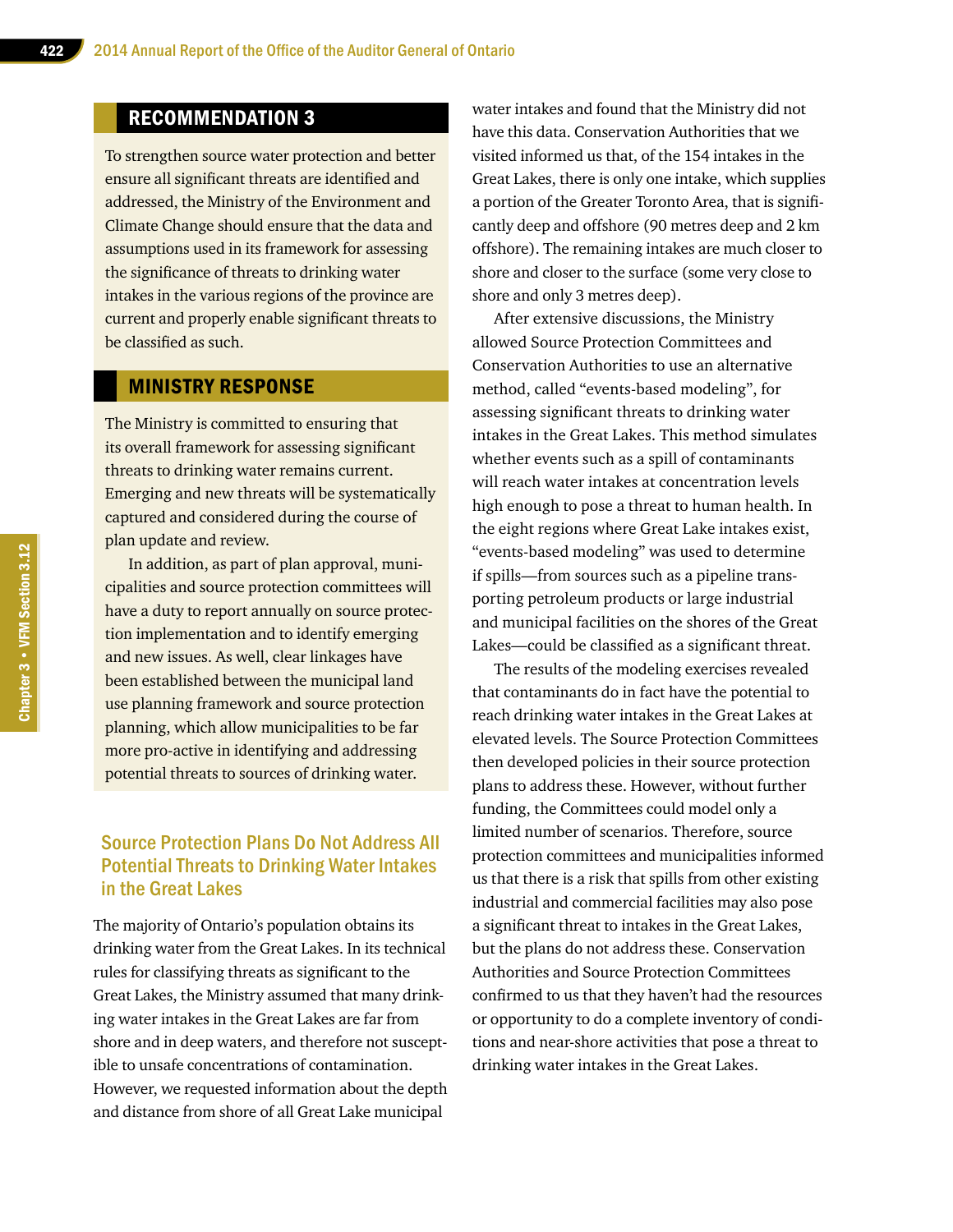## RECOMMENDATION 3

To strengthen source water protection and better ensure all significant threats are identified and addressed, the Ministry of the Environment and Climate Change should ensure that the data and assumptions used in its framework for assessing the significance of threats to drinking water intakes in the various regions of the province are current and properly enable significant threats to be classified as such.

## MINISTRY RESPONSE

The Ministry is committed to ensuring that its overall framework for assessing significant threats to drinking water remains current. Emerging and new threats will be systematically captured and considered during the course of plan update and review.

In addition, as part of plan approval, municipalities and source protection committees will have a duty to report annually on source protection implementation and to identify emerging and new issues. As well, clear linkages have been established between the municipal land use planning framework and source protection planning, which allow municipalities to be far more pro-active in identifying and addressing potential threats to sources of drinking water.

### Source Protection Plans Do Not Address All Potential Threats to Drinking Water Intakes in the Great Lakes

The majority of Ontario's population obtains its drinking water from the Great Lakes. In its technical rules for classifying threats as significant to the Great Lakes, the Ministry assumed that many drinking water intakes in the Great Lakes are far from shore and in deep waters, and therefore not susceptible to unsafe concentrations of contamination. However, we requested information about the depth and distance from shore of all Great Lake municipal water intakes and found that the Ministry did not have this data. Conservation Authorities that we visited informed us that, of the 154 intakes in the Great Lakes, there is only one intake, which supplies a portion of the Greater Toronto Area, that is significantly deep and offshore (90 metres deep and 2 km offshore). The remaining intakes are much closer to shore and closer to the surface (some very close to shore and only 3 metres deep).

After extensive discussions, the Ministry allowed Source Protection Committees and Conservation Authorities to use an alternative method, called "events-based modeling", for assessing significant threats to drinking water intakes in the Great Lakes. This method simulates whether events such as a spill of contaminants will reach water intakes at concentration levels high enough to pose a threat to human health. In the eight regions where Great Lake intakes exist, "events-based modeling" was used to determine if spills—from sources such as a pipeline transporting petroleum products or large industrial and municipal facilities on the shores of the Great Lakes—could be classified as a significant threat.

The results of the modeling exercises revealed that contaminants do in fact have the potential to reach drinking water intakes in the Great Lakes at elevated levels. The Source Protection Committees then developed policies in their source protection plans to address these. However, without further funding, the Committees could model only a limited number of scenarios. Therefore, source protection committees and municipalities informed us that there is a risk that spills from other existing industrial and commercial facilities may also pose a significant threat to intakes in the Great Lakes, but the plans do not address these. Conservation Authorities and Source Protection Committees confirmed to us that they haven't had the resources or opportunity to do a complete inventory of conditions and near-shore activities that pose a threat to drinking water intakes in the Great Lakes.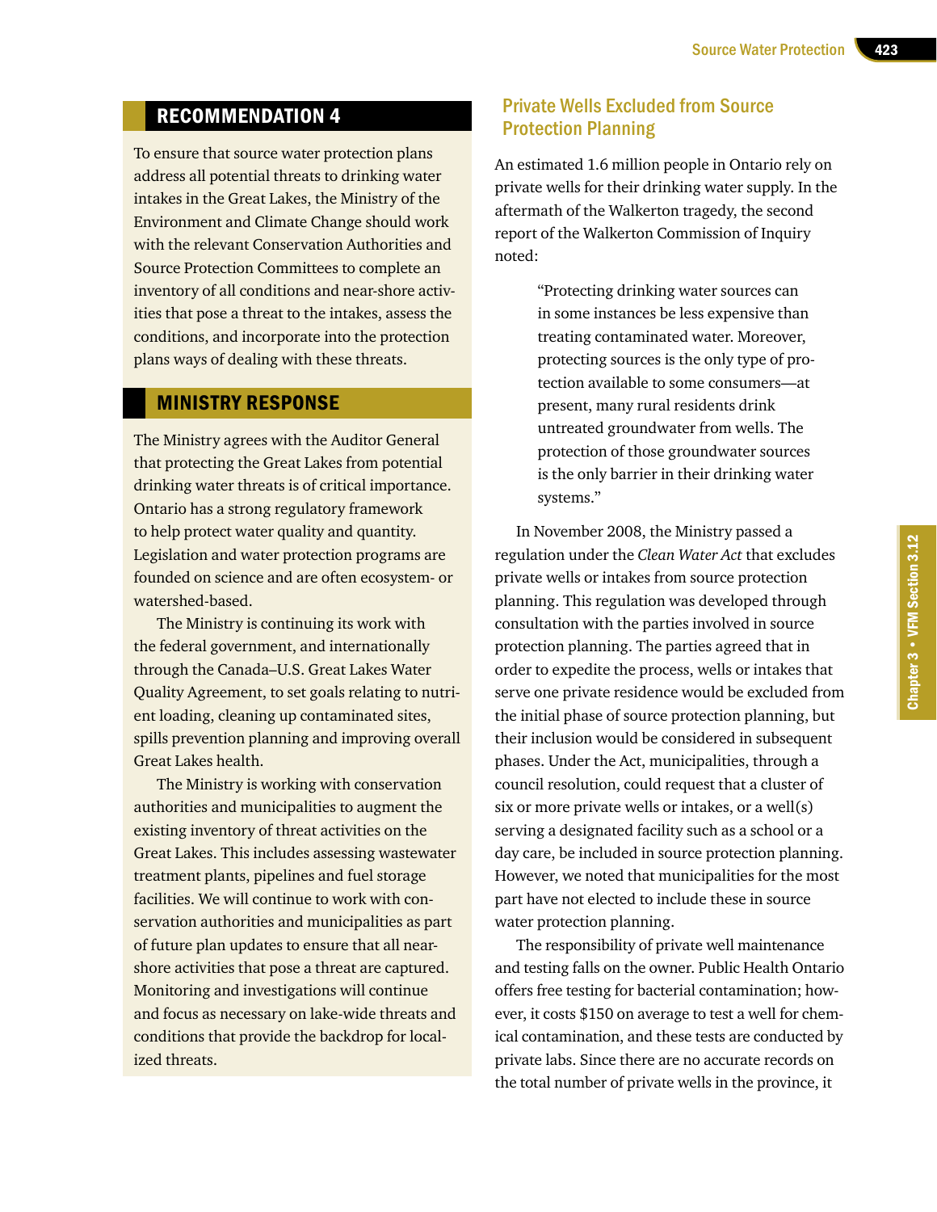## RECOMMENDATION 4

To ensure that source water protection plans address all potential threats to drinking water intakes in the Great Lakes, the Ministry of the Environment and Climate Change should work with the relevant Conservation Authorities and Source Protection Committees to complete an inventory of all conditions and near-shore activities that pose a threat to the intakes, assess the conditions, and incorporate into the protection plans ways of dealing with these threats.

## MINISTRY RESPONSE

The Ministry agrees with the Auditor General that protecting the Great Lakes from potential drinking water threats is of critical importance. Ontario has a strong regulatory framework to help protect water quality and quantity. Legislation and water protection programs are founded on science and are often ecosystem- or watershed-based.

The Ministry is continuing its work with the federal government, and internationally through the Canada–U.S. Great Lakes Water Quality Agreement, to set goals relating to nutrient loading, cleaning up contaminated sites, spills prevention planning and improving overall Great Lakes health.

The Ministry is working with conservation authorities and municipalities to augment the existing inventory of threat activities on the Great Lakes. This includes assessing wastewater treatment plants, pipelines and fuel storage facilities. We will continue to work with conservation authorities and municipalities as part of future plan updates to ensure that all near-shore activities that pose a threat are captured. Monitoring and investigations will continue and focus as necessary on lake-wide threats and conditions that provide the backdrop for localized threats.

### Private Wells Excluded from Source Protection Planning

An estimated 1.6 million people in Ontario rely on private wells for their drinking water supply. In the aftermath of the Walkerton tragedy, the second report of the Walkerton Commission of Inquiry noted:

> "Protecting drinking water sources can in some instances be less expensive than treating contaminated water. Moreover, protecting sources is the only type of protection available to some consumers—at present, many rural residents drink untreated groundwater from wells. The protection of those groundwater sources is the only barrier in their drinking water systems."

In November 2008, the Ministry passed a regulation under the *Clean Water Act* that excludes private wells or intakes from source protection planning. This regulation was developed through consultation with the parties involved in source protection planning. The parties agreed that in order to expedite the process, wells or intakes that serve one private residence would be excluded from the initial phase of source protection planning, but their inclusion would be considered in subsequent phases. Under the Act, municipalities, through a council resolution, could request that a cluster of six or more private wells or intakes, or a well(s) serving a designated facility such as a school or a day care, be included in source protection planning. However, we noted that municipalities for the most part have not elected to include these in source water protection planning.

The responsibility of private well maintenance and testing falls on the owner. Public Health Ontario offers free testing for bacterial contamination; however, it costs $150 on average to test a well for chemical contamination, and these tests are conducted by private labs. Since there are no accurate records on the total number of private wells in the province, it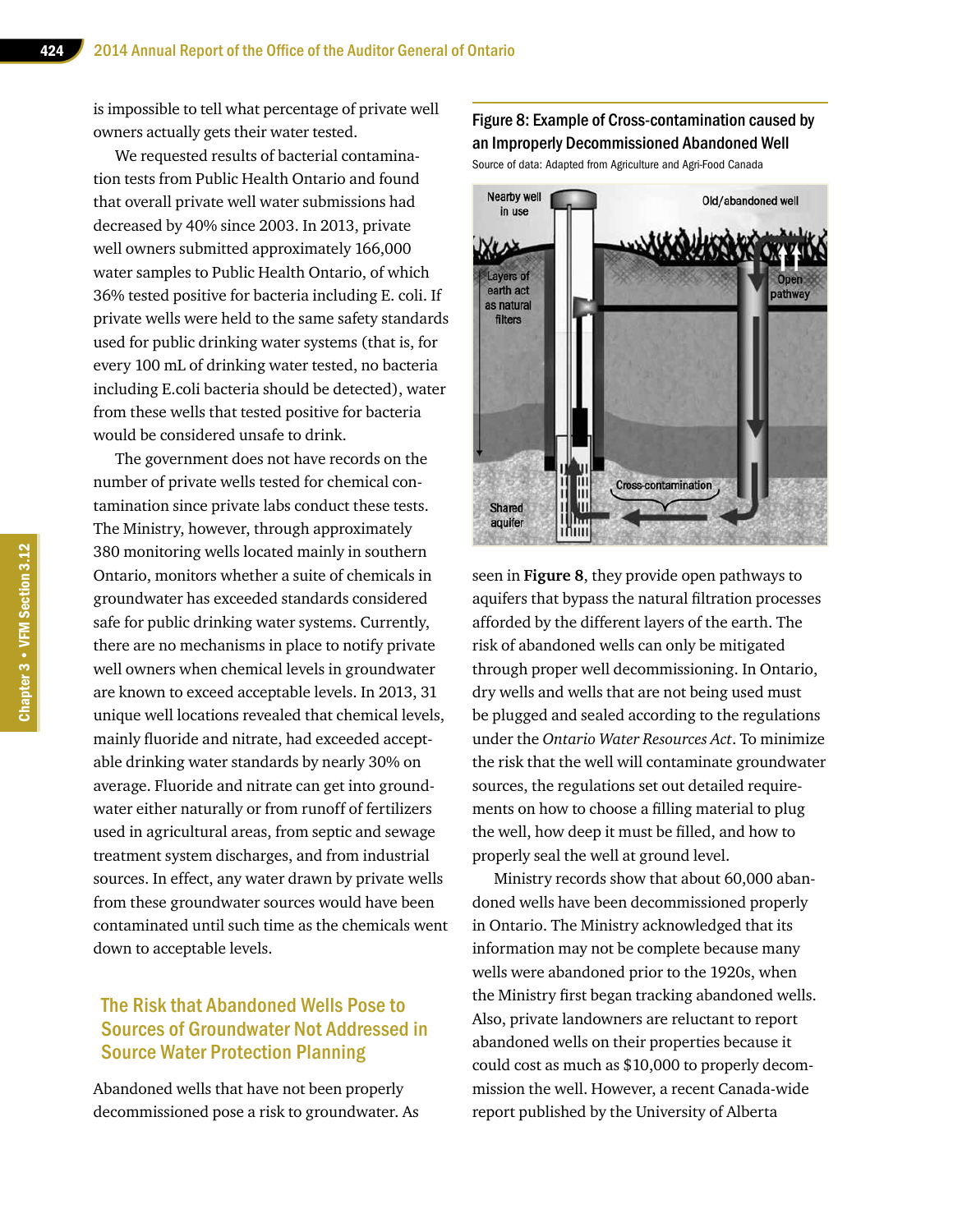is impossible to tell what percentage of private well owners actually gets their water tested.

We requested results of bacterial contamination tests from Public Health Ontario and found that overall private well water submissions had decreased by 40% since 2003. In 2013, private well owners submitted approximately 166,000 water samples to Public Health Ontario, of which 36% tested positive for bacteria including E. coli. If private wells were held to the same safety standards used for public drinking water systems (that is, for every 100 mL of drinking water tested, no bacteria including E.coli bacteria should be detected), water from these wells that tested positive for bacteria would be considered unsafe to drink.

The government does not have records on the number of private wells tested for chemical contamination since private labs conduct these tests. The Ministry, however, through approximately 380 monitoring wells located mainly in southern Ontario, monitors whether a suite of chemicals in groundwater has exceeded standards considered safe for public drinking water systems. Currently, there are no mechanisms in place to notify private well owners when chemical levels in groundwater are known to exceed acceptable levels. In 2013, 31 unique well locations revealed that chemical levels, mainly fluoride and nitrate, had exceeded acceptable drinking water standards by nearly 30% on average. Fluoride and nitrate can get into groundwater either naturally or from runoff of fertilizers used in agricultural areas, from septic and sewage treatment system discharges, and from industrial sources. In effect, any water drawn by private wells from these groundwater sources would have been contaminated until such time as the chemicals went down to acceptable levels.

## The Risk that Abandoned Wells Pose to Sources of Groundwater Not Addressed in Source Water Protection Planning

Abandoned wells that have not been properly decommissioned pose a risk to groundwater. As seen in **Figure 8**, they provide open pathways to aquifers that bypass the natural filtration processes afforded by the different layers of the earth. The risk of abandoned wells can only be mitigated through proper well decommissioning. In Ontario, dry wells and wells that are not being used must be plugged and sealed according to the regulations under the *Ontario Water Resources Act*. To minimize the risk that the well will contaminate groundwater sources, the regulations set out detailed requirements on how to choose a filling material to plug the well, how deep it must be filled, and how to properly seal the well at ground level.

**Figure 8: Example of Cross-contamination caused by an Improperly Decommissioned Abandoned Well**

Source of data: Adapted from Agriculture and Agri-Food Canada

Ministry records show that about 60,000 abandoned wells have been decommissioned properly in Ontario. The Ministry acknowledged that its information may not be complete because many wells were abandoned prior to the 1920s, when the Ministry first began tracking abandoned wells. Also, private landowners are reluctant to report abandoned wells on their properties because it could cost as much as $10,000 to properly decommission the well. However, a recent Canada-wide report published by the University of Alberta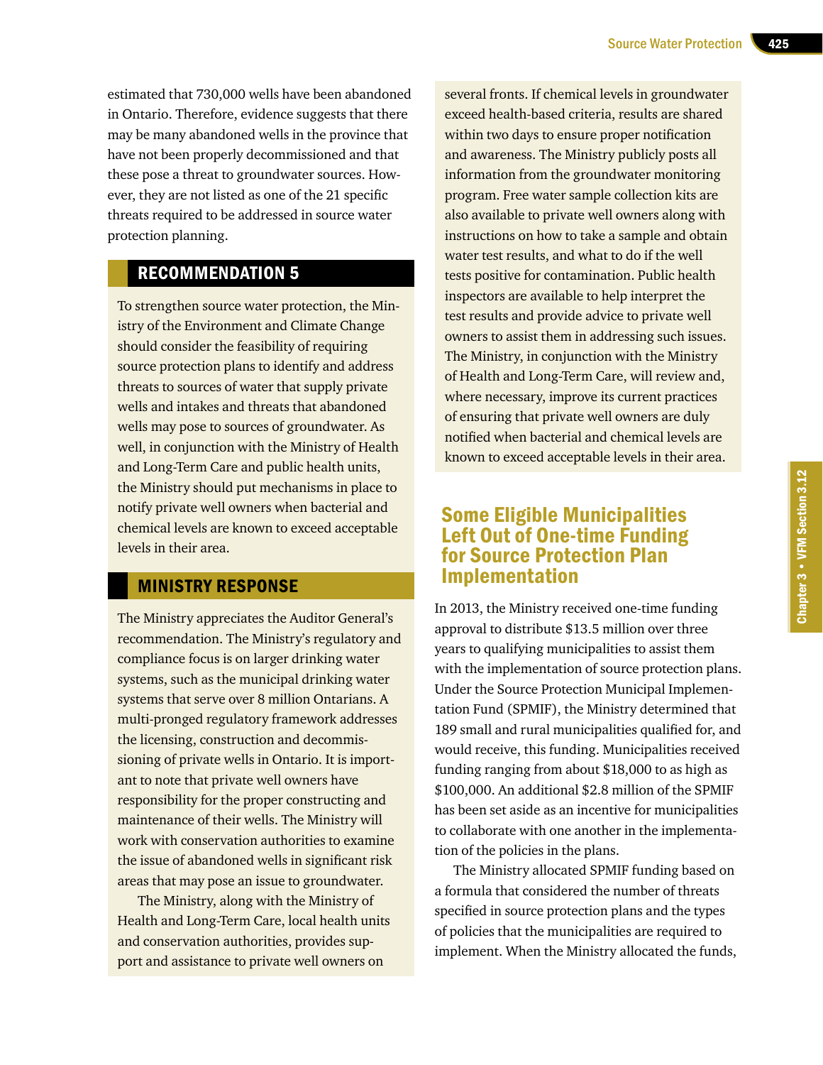estimated that 730,000 wells have been abandoned in Ontario. Therefore, evidence suggests that there may be many abandoned wells in the province that have not been properly decommissioned and that these pose a threat to groundwater sources. However, they are not listed as one of the 21 specific threats required to be addressed in source water protection planning.

## RECOMMENDATION 5

To strengthen source water protection, the Ministry of the Environment and Climate Change should consider the feasibility of requiring source protection plans to identify and address threats to sources of water that supply private wells and intakes and threats that abandoned wells may pose to sources of groundwater. As well, in conjunction with the Ministry of Health and Long-Term Care and public health units, the Ministry should put mechanisms in place to notify private well owners when bacterial and chemical levels are known to exceed acceptable levels in their area.

## MINISTRY RESPONSE

The Ministry appreciates the Auditor General's recommendation. The Ministry's regulatory and compliance focus is on larger drinking water systems, such as the municipal drinking water systems that serve over 8 million Ontarians. A multi-pronged regulatory framework addresses the licensing, construction and decommissioning of private wells in Ontario. It is important to note that private well owners have responsibility for the proper constructing and maintenance of their wells. The Ministry will work with conservation authorities to examine the issue of abandoned wells in significant risk areas that may pose an issue to groundwater.

The Ministry, along with the Ministry of Health and Long-Term Care, local health units and conservation authorities, provides support and assistance to private well owners on several fronts. If chemical levels in groundwater exceed health-based criteria, results are shared within two days to ensure proper notification and awareness. The Ministry publicly posts all information from the groundwater monitoring program. Free water sample collection kits are also available to private well owners along with instructions on how to take a sample and obtain water test results, and what to do if the well tests positive for contamination. Public health inspectors are available to help interpret the test results and provide advice to private well owners to assist them in addressing such issues. The Ministry, in conjunction with the Ministry of Health and Long-Term Care, will review and, where necessary, improve its current practices of ensuring that private well owners are duly notified when bacterial and chemical levels are known to exceed acceptable levels in their area.

## Some Eligible Municipalities Left Out of One-time Funding for Source Protection Plan Implementation

In 2013, the Ministry received one-time funding approval to distribute $13.5 million over three years to qualifying municipalities to assist them with the implementation of source protection plans. Under the Source Protection Municipal Implementation Fund (SPMIF), the Ministry determined that 189 small and rural municipalities qualified for, and would receive, this funding. Municipalities received funding ranging from about $18,000 to as high as $100,000. An additional $2.8 million of the SPMIF has been set aside as an incentive for municipalities to collaborate with one another in the implementation of the policies in the plans.

The Ministry allocated SPMIF funding based on a formula that considered the number of threats specified in source protection plans and the types of policies that the municipalities are required to implement. When the Ministry allocated the funds,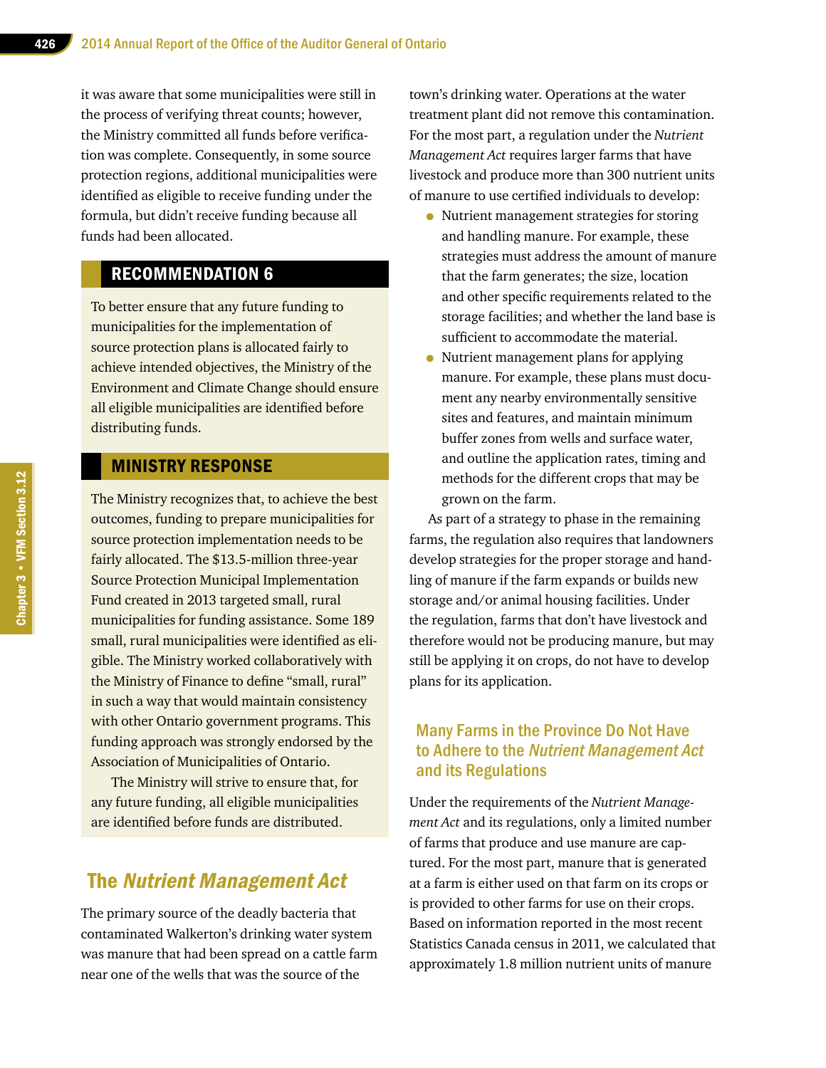it was aware that some municipalities were still in the process of verifying threat counts; however, the Ministry committed all funds before verification was complete. Consequently, in some source protection regions, additional municipalities were identified as eligible to receive funding under the formula, but didn't receive funding because all funds had been allocated.

### RECOMMENDATION 6

To better ensure that any future funding to municipalities for the implementation of source protection plans is allocated fairly to achieve intended objectives, the Ministry of the Environment and Climate Change should ensure all eligible municipalities are identified before distributing funds.

### MINISTRY RESPONSE

The Ministry recognizes that, to achieve the best outcomes, funding to prepare municipalities for source protection implementation needs to be fairly allocated. The $13.5-million three-year Source Protection Municipal Implementation Fund created in 2013 targeted small, rural municipalities for funding assistance. Some 189 small, rural municipalities were identified as eligible. The Ministry worked collaboratively with the Ministry of Finance to define "small, rural" in such a way that would maintain consistency with other Ontario government programs. This funding approach was strongly endorsed by the Association of Municipalities of Ontario.

The Ministry will strive to ensure that, for any future funding, all eligible municipalities are identified before funds are distributed.

## The *Nutrient Management Act*

The primary source of the deadly bacteria that contaminated Walkerton's drinking water system was manure that had been spread on a cattle farm near one of the wells that was the source of the town's drinking water. Operations at the water treatment plant did not remove this contamination. For the most part, a regulation under the *Nutrient Management Act* requires larger farms that have livestock and produce more than 300 nutrient units of manure to use certified individuals to develop:

- Nutrient management strategies for storing and handling manure. For example, these strategies must address the amount of manure that the farm generates; the size, location and other specific requirements related to the storage facilities; and whether the land base is sufficient to accommodate the material.
- Nutrient management plans for applying manure. For example, these plans must document any nearby environmentally sensitive sites and features, and maintain minimum buffer zones from wells and surface water, and outline the application rates, timing and methods for the different crops that may be grown on the farm.

As part of a strategy to phase in the remaining farms, the regulation also requires that landowners develop strategies for the proper storage and handling of manure if the farm expands or builds new storage and/or animal housing facilities. Under the regulation, farms that don't have livestock and therefore would not be producing manure, but may still be applying it on crops, do not have to develop plans for its application.

### Many Farms in the Province Do Not Have to Adhere to the *Nutrient Management Act* and its Regulations

Under the requirements of the *Nutrient Management Act* and its regulations, only a limited number of farms that produce and use manure are captured. For the most part, manure that is generated at a farm is either used on that farm on its crops or is provided to other farms for use on their crops. Based on information reported in the most recent Statistics Canada census in 2011, we calculated that approximately 1.8 million nutrient units of manure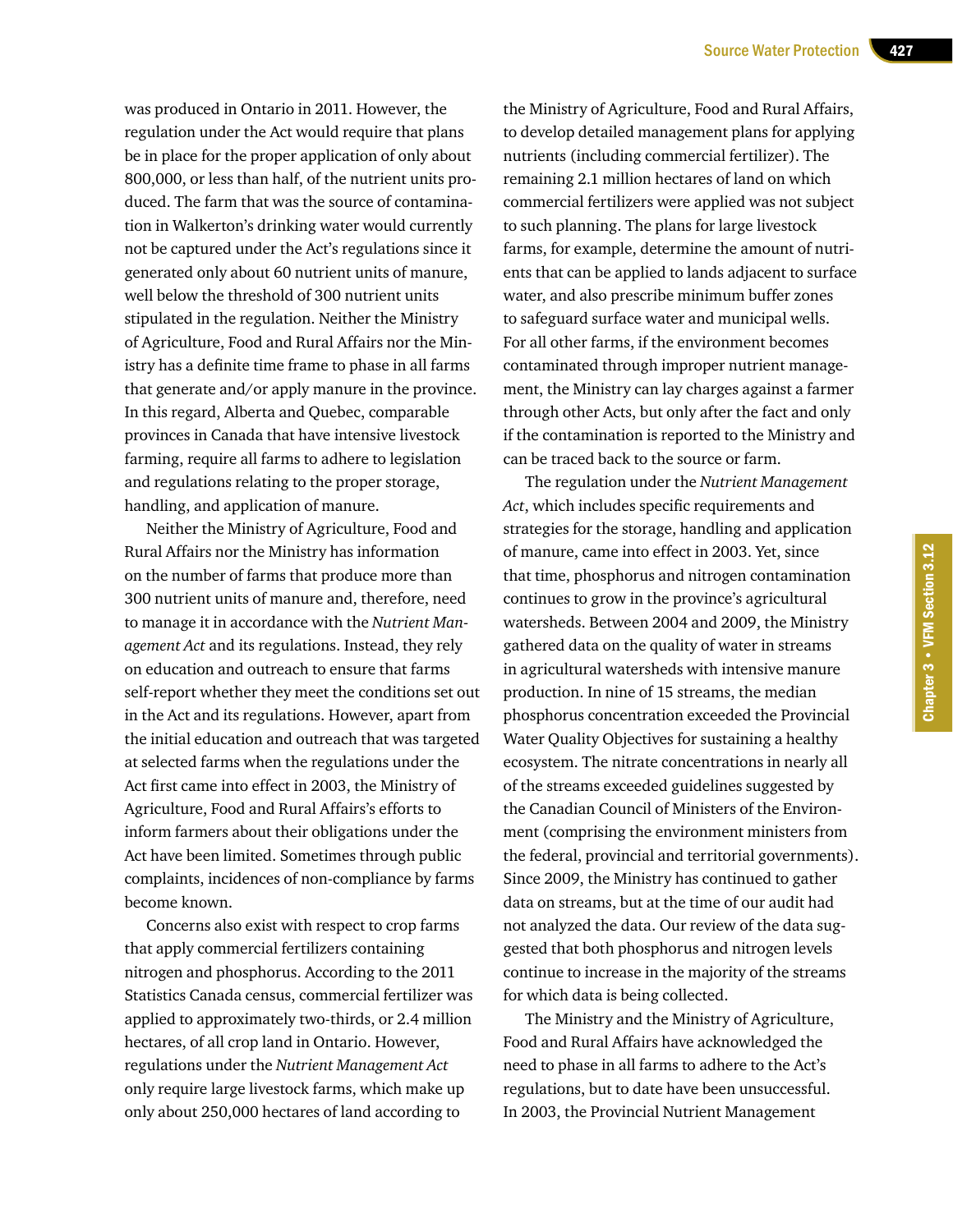was produced in Ontario in 2011. However, the regulation under the Act would require that plans be in place for the proper application of only about 800,000, or less than half, of the nutrient units produced. The farm that was the source of contamination in Walkerton's drinking water would currently not be captured under the Act's regulations since it generated only about 60 nutrient units of manure, well below the threshold of 300 nutrient units stipulated in the regulation. Neither the Ministry of Agriculture, Food and Rural Affairs nor the Ministry has a definite time frame to phase in all farms that generate and/or apply manure in the province. In this regard, Alberta and Quebec, comparable provinces in Canada that have intensive livestock farming, require all farms to adhere to legislation and regulations relating to the proper storage, handling, and application of manure.

Neither the Ministry of Agriculture, Food and Rural Affairs nor the Ministry has information on the number of farms that produce more than 300 nutrient units of manure and, therefore, need to manage it in accordance with the *Nutrient Management Act* and its regulations. Instead, they rely on education and outreach to ensure that farms self-report whether they meet the conditions set out in the Act and its regulations. However, apart from the initial education and outreach that was targeted at selected farms when the regulations under the Act first came into effect in 2003, the Ministry of Agriculture, Food and Rural Affairs's efforts to inform farmers about their obligations under the Act have been limited. Sometimes through public complaints, incidences of non-compliance by farms become known.

Concerns also exist with respect to crop farms that apply commercial fertilizers containing nitrogen and phosphorus. According to the 2011 Statistics Canada census, commercial fertilizer was applied to approximately two-thirds, or 2.4 million hectares, of all crop land in Ontario. However, regulations under the *Nutrient Management Act* only require large livestock farms, which make up only about 250,000 hectares of land according to the Ministry of Agriculture, Food and Rural Affairs, to develop detailed management plans for applying nutrients (including commercial fertilizer). The remaining 2.1 million hectares of land on which commercial fertilizers were applied was not subject to such planning. The plans for large livestock farms, for example, determine the amount of nutrients that can be applied to lands adjacent to surface water, and also prescribe minimum buffer zones to safeguard surface water and municipal wells. For all other farms, if the environment becomes contaminated through improper nutrient management, the Ministry can lay charges against a farmer through other Acts, but only after the fact and only if the contamination is reported to the Ministry and can be traced back to the source or farm.

The regulation under the *Nutrient Management Act*, which includes specific requirements and strategies for the storage, handling and application of manure, came into effect in 2003. Yet, since that time, phosphorus and nitrogen contamination continues to grow in the province's agricultural watersheds. Between 2004 and 2009, the Ministry gathered data on the quality of water in streams in agricultural watersheds with intensive manure production. In nine of 15 streams, the median phosphorus concentration exceeded the Provincial Water Quality Objectives for sustaining a healthy ecosystem. The nitrate concentrations in nearly all of the streams exceeded guidelines suggested by the Canadian Council of Ministers of the Environment (comprising the environment ministers from the federal, provincial and territorial governments). Since 2009, the Ministry has continued to gather data on streams, but at the time of our audit had not analyzed the data. Our review of the data suggested that both phosphorus and nitrogen levels continue to increase in the majority of the streams for which data is being collected.

The Ministry and the Ministry of Agriculture, Food and Rural Affairs have acknowledged the need to phase in all farms to adhere to the Act's regulations, but to date have been unsuccessful. In 2003, the Provincial Nutrient Management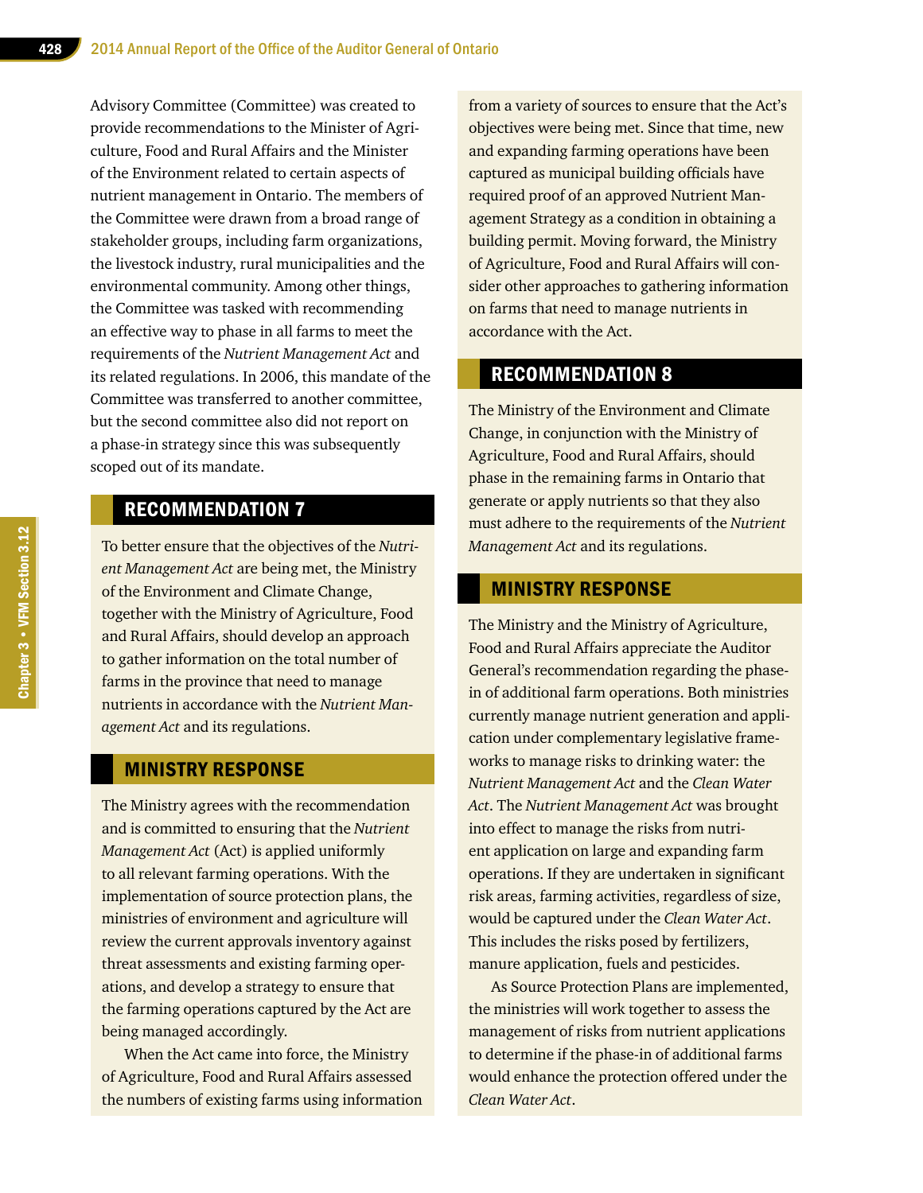Advisory Committee (Committee) was created to provide recommendations to the Minister of Agriculture, Food and Rural Affairs and the Minister of the Environment related to certain aspects of nutrient management in Ontario. The members of the Committee were drawn from a broad range of stakeholder groups, including farm organizations, the livestock industry, rural municipalities and the environmental community. Among other things, the Committee was tasked with recommending an effective way to phase in all farms to meet the requirements of the *Nutrient Management Act* and its related regulations. In 2006, this mandate of the Committee was transferred to another committee, but the second committee also did not report on a phase-in strategy since this was subsequently scoped out of its mandate.

## RECOMMENDATION 7

To better ensure that the objectives of the *Nutrient Management Act* are being met, the Ministry of the Environment and Climate Change, together with the Ministry of Agriculture, Food and Rural Affairs, should develop an approach to gather information on the total number of farms in the province that need to manage nutrients in accordance with the *Nutrient Management Act* and its regulations.

## MINISTRY RESPONSE

The Ministry agrees with the recommendation and is committed to ensuring that the *Nutrient Management Act* (Act) is applied uniformly to all relevant farming operations. With the implementation of source protection plans, the ministries of environment and agriculture will review the current approvals inventory against threat assessments and existing farming operations, and develop a strategy to ensure that the farming operations captured by the Act are being managed accordingly.

When the Act came into force, the Ministry of Agriculture, Food and Rural Affairs assessed the numbers of existing farms using information from a variety of sources to ensure that the Act's objectives were being met. Since that time, new and expanding farming operations have been captured as municipal building officials have required proof of an approved Nutrient Management Strategy as a condition in obtaining a building permit. Moving forward, the Ministry of Agriculture, Food and Rural Affairs will consider other approaches to gathering information on farms that need to manage nutrients in accordance with the Act.

## RECOMMENDATION 8

The Ministry of the Environment and Climate Change, in conjunction with the Ministry of Agriculture, Food and Rural Affairs, should phase in the remaining farms in Ontario that generate or apply nutrients so that they also must adhere to the requirements of the *Nutrient Management Act* and its regulations.

## MINISTRY RESPONSE

The Ministry and the Ministry of Agriculture, Food and Rural Affairs appreciate the Auditor General's recommendation regarding the phase-in of additional farm operations. Both ministries currently manage nutrient generation and application under complementary legislative frameworks to manage risks to drinking water: the *Nutrient Management Act* and the *Clean Water Act*. The *Nutrient Management Act* was brought into effect to manage the risks from nutrient application on large and expanding farm operations. If they are undertaken in significant risk areas, farming activities, regardless of size, would be captured under the *Clean Water Act*. This includes the risks posed by fertilizers, manure application, fuels and pesticides.

As Source Protection Plans are implemented, the ministries will work together to assess the management of risks from nutrient applications to determine if the phase-in of additional farms would enhance the protection offered under the *Clean Water Act*.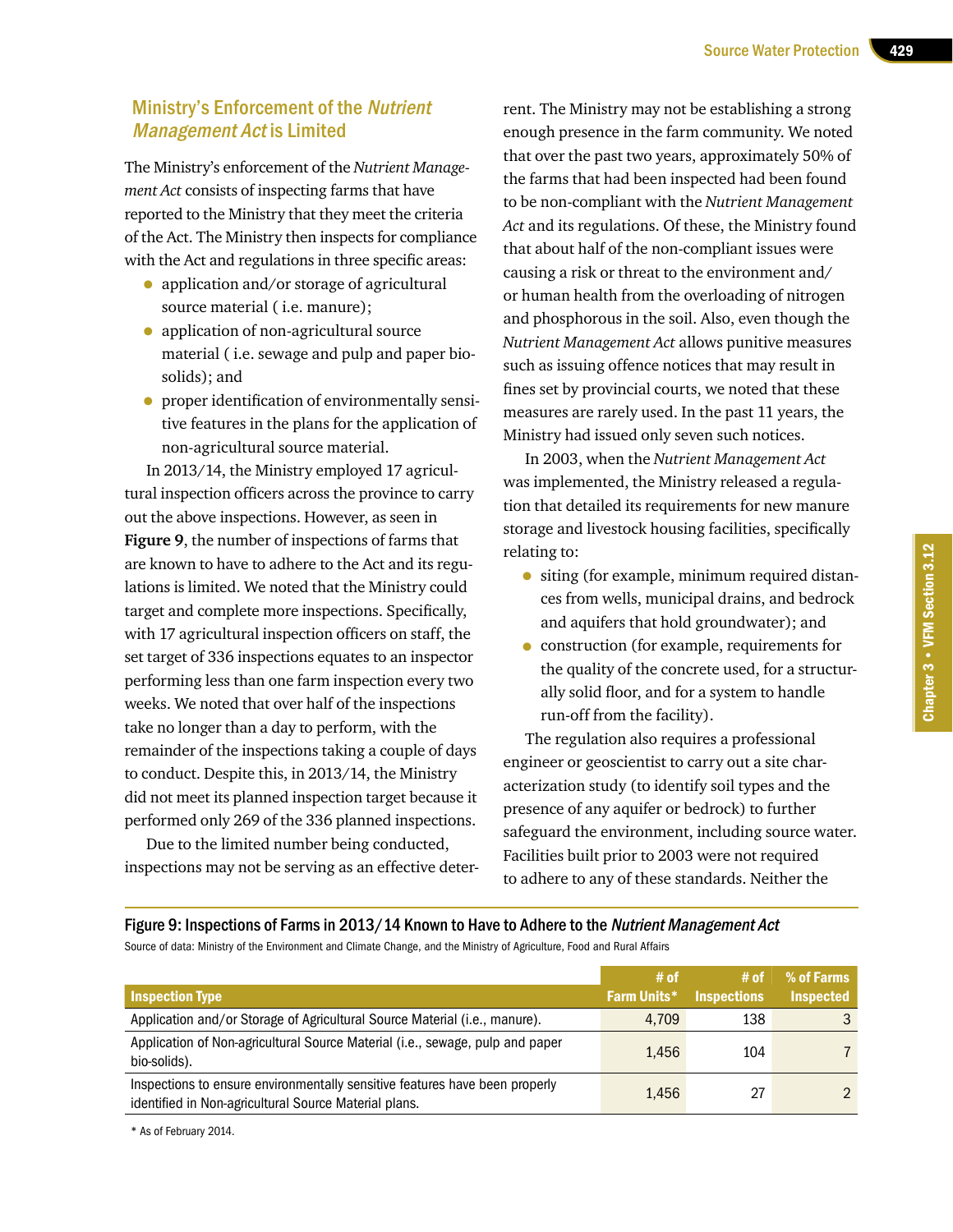## Ministry's Enforcement of the *Nutrient Management Act* is Limited

The Ministry's enforcement of the *Nutrient Management Act* consists of inspecting farms that have reported to the Ministry that they meet the criteria of the Act. The Ministry then inspects for compliance with the Act and regulations in three specific areas:

- application and/or storage of agricultural source material ( i.e. manure);
- application of non-agricultural source material ( i.e. sewage and pulp and paper bio-solids); and
- proper identification of environmentally sensitive features in the plans for the application of non-agricultural source material.

In 2013/14, the Ministry employed 17 agricultural inspection officers across the province to carry out the above inspections. However, as seen in **Figure 9**, the number of inspections of farms that are known to have to adhere to the Act and its regulations is limited. We noted that the Ministry could target and complete more inspections. Specifically, with 17 agricultural inspection officers on staff, the set target of 336 inspections equates to an inspector performing less than one farm inspection every two weeks. We noted that over half of the inspections take no longer than a day to perform, with the remainder of the inspections taking a couple of days to conduct. Despite this, in 2013/14, the Ministry did not meet its planned inspection target because it performed only 269 of the 336 planned inspections.

Due to the limited number being conducted, inspections may not be serving as an effective deterrent. The Ministry may not be establishing a strong enough presence in the farm community. We noted that over the past two years, approximately 50% of the farms that had been inspected had been found to be non-compliant with the *Nutrient Management Act* and its regulations. Of these, the Ministry found that about half of the non-compliant issues were causing a risk or threat to the environment and/or human health from the overloading of nitrogen and phosphorous in the soil. Also, even though the *Nutrient Management Act* allows punitive measures such as issuing offence notices that may result in fines set by provincial courts, we noted that these measures are rarely used. In the past 11 years, the Ministry had issued only seven such notices.

In 2003, when the *Nutrient Management Act* was implemented, the Ministry released a regulation that detailed its requirements for new manure storage and livestock housing facilities, specifically relating to:

- siting (for example, minimum required distances from wells, municipal drains, and bedrock and aquifers that hold groundwater); and
- construction (for example, requirements for the quality of the concrete used, for a structurally solid floor, and for a system to handle run-off from the facility).

The regulation also requires a professional engineer or geoscientist to carry out a site characterization study (to identify soil types and the presence of any aquifer or bedrock) to further safeguard the environment, including source water. Facilities built prior to 2003 were not required to adhere to any of these standards. Neither the

**Figure 9: Inspections of Farms in 2013/14 Known to Have to Adhere to the *Nutrient Management Act***

Source of data: Ministry of the Environment and Climate Change, and the Ministry of Agriculture, Food and Rural Affairs

| Inspection Type | # of Farm Units* | # of Inspections | % of Farms Inspected |
|---|---|---|---|
| Application and/or Storage of Agricultural Source Material (i.e., manure). | 4,709 | 138 | 3 |
| Application of Non-agricultural Source Material (i.e., sewage, pulp and paper bio-solids). | 1,456 | 104 | 7 |
| Inspections to ensure environmentally sensitive features have been properly identified in Non-agricultural Source Material plans. | 1,456 | 27 | 2 |

* As of February 2014.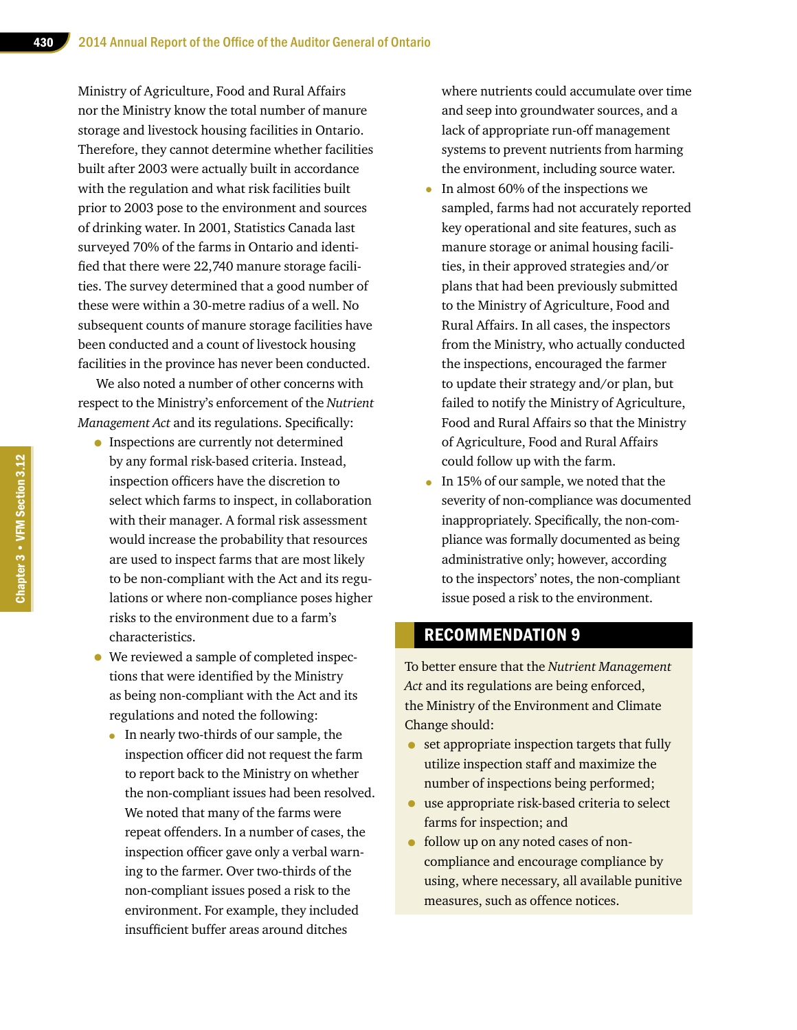Ministry of Agriculture, Food and Rural Affairs nor the Ministry know the total number of manure storage and livestock housing facilities in Ontario. Therefore, they cannot determine whether facilities built after 2003 were actually built in accordance with the regulation and what risk facilities built prior to 2003 pose to the environment and sources of drinking water. In 2001, Statistics Canada last surveyed 70% of the farms in Ontario and identified that there were 22,740 manure storage facilities. The survey determined that a good number of these were within a 30-metre radius of a well. No subsequent counts of manure storage facilities have been conducted and a count of livestock housing facilities in the province has never been conducted.

We also noted a number of other concerns with respect to the Ministry's enforcement of the *Nutrient Management Act* and its regulations. Specifically:

- Inspections are currently not determined by any formal risk-based criteria. Instead, inspection officers have the discretion to select which farms to inspect, in collaboration with their manager. A formal risk assessment would increase the probability that resources are used to inspect farms that are most likely to be non-compliant with the Act and its regulations or where non-compliance poses higher risks to the environment due to a farm's characteristics.
- We reviewed a sample of completed inspections that were identified by the Ministry as being non-compliant with the Act and its regulations and noted the following:
  - In nearly two-thirds of our sample, the inspection officer did not request the farm to report back to the Ministry on whether the non-compliant issues had been resolved. We noted that many of the farms were repeat offenders. In a number of cases, the inspection officer gave only a verbal warning to the farmer. Over two-thirds of the non-compliant issues posed a risk to the environment. For example, they included insufficient buffer areas around ditches where nutrients could accumulate over time and seep into groundwater sources, and a lack of appropriate run-off management systems to prevent nutrients from harming the environment, including source water.
  - In almost 60% of the inspections we sampled, farms had not accurately reported key operational and site features, such as manure storage or animal housing facilities, in their approved strategies and/or plans that had been previously submitted to the Ministry of Agriculture, Food and Rural Affairs. In all cases, the inspectors from the Ministry, who actually conducted the inspections, encouraged the farmer to update their strategy and/or plan, but failed to notify the Ministry of Agriculture, Food and Rural Affairs so that the Ministry of Agriculture, Food and Rural Affairs could follow up with the farm.
  - In 15% of our sample, we noted that the severity of non-compliance was documented inappropriately. Specifically, the non-compliance was formally documented as being administrative only; however, according to the inspectors' notes, the non-compliant issue posed a risk to the environment.

## RECOMMENDATION 9

To better ensure that the *Nutrient Management Act* and its regulations are being enforced, the Ministry of the Environment and Climate Change should:

- set appropriate inspection targets that fully utilize inspection staff and maximize the number of inspections being performed;
- use appropriate risk-based criteria to select farms for inspection; and
- follow up on any noted cases of non-compliance and encourage compliance by using, where necessary, all available punitive measures, such as offence notices.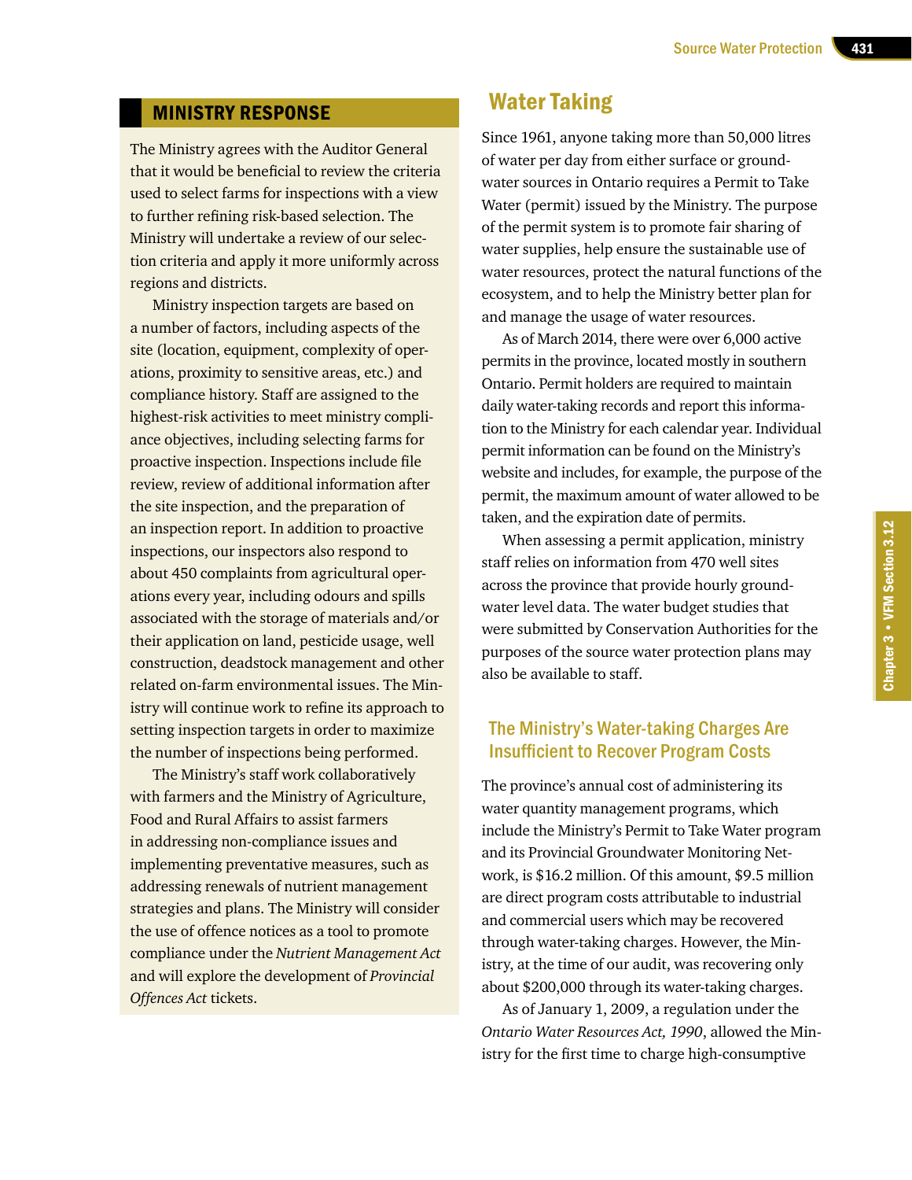## MINISTRY RESPONSE

The Ministry agrees with the Auditor General that it would be beneficial to review the criteria used to select farms for inspections with a view to further refining risk-based selection. The Ministry will undertake a review of our selection criteria and apply it more uniformly across regions and districts.

Ministry inspection targets are based on a number of factors, including aspects of the site (location, equipment, complexity of operations, proximity to sensitive areas, etc.) and compliance history. Staff are assigned to the highest-risk activities to meet ministry compliance objectives, including selecting farms for proactive inspection. Inspections include file review, review of additional information after the site inspection, and the preparation of an inspection report. In addition to proactive inspections, our inspectors also respond to about 450 complaints from agricultural operations every year, including odours and spills associated with the storage of materials and/or their application on land, pesticide usage, well construction, deadstock management and other related on-farm environmental issues. The Ministry will continue work to refine its approach to setting inspection targets in order to maximize the number of inspections being performed.

The Ministry's staff work collaboratively with farmers and the Ministry of Agriculture, Food and Rural Affairs to assist farmers in addressing non-compliance issues and implementing preventative measures, such as addressing renewals of nutrient management strategies and plans. The Ministry will consider the use of offence notices as a tool to promote compliance under the *Nutrient Management Act* and will explore the development of *Provincial Offences Act* tickets.

## Water Taking

Since 1961, anyone taking more than 50,000 litres of water per day from either surface or groundwater sources in Ontario requires a Permit to Take Water (permit) issued by the Ministry. The purpose of the permit system is to promote fair sharing of water supplies, help ensure the sustainable use of water resources, protect the natural functions of the ecosystem, and to help the Ministry better plan for and manage the usage of water resources.

As of March 2014, there were over 6,000 active permits in the province, located mostly in southern Ontario. Permit holders are required to maintain daily water-taking records and report this information to the Ministry for each calendar year. Individual permit information can be found on the Ministry's website and includes, for example, the purpose of the permit, the maximum amount of water allowed to be taken, and the expiration date of permits.

When assessing a permit application, ministry staff relies on information from 470 well sites across the province that provide hourly groundwater level data. The water budget studies that were submitted by Conservation Authorities for the purposes of the source water protection plans may also be available to staff.

### The Ministry's Water-taking Charges Are Insufficient to Recover Program Costs

The province's annual cost of administering its water quantity management programs, which include the Ministry's Permit to Take Water program and its Provincial Groundwater Monitoring Network, is $16.2 million. Of this amount, $9.5 million are direct program costs attributable to industrial and commercial users which may be recovered through water-taking charges. However, the Ministry, at the time of our audit, was recovering only about $200,000 through its water-taking charges.

As of January 1, 2009, a regulation under the *Ontario Water Resources Act, 1990*, allowed the Ministry for the first time to charge high-consumptive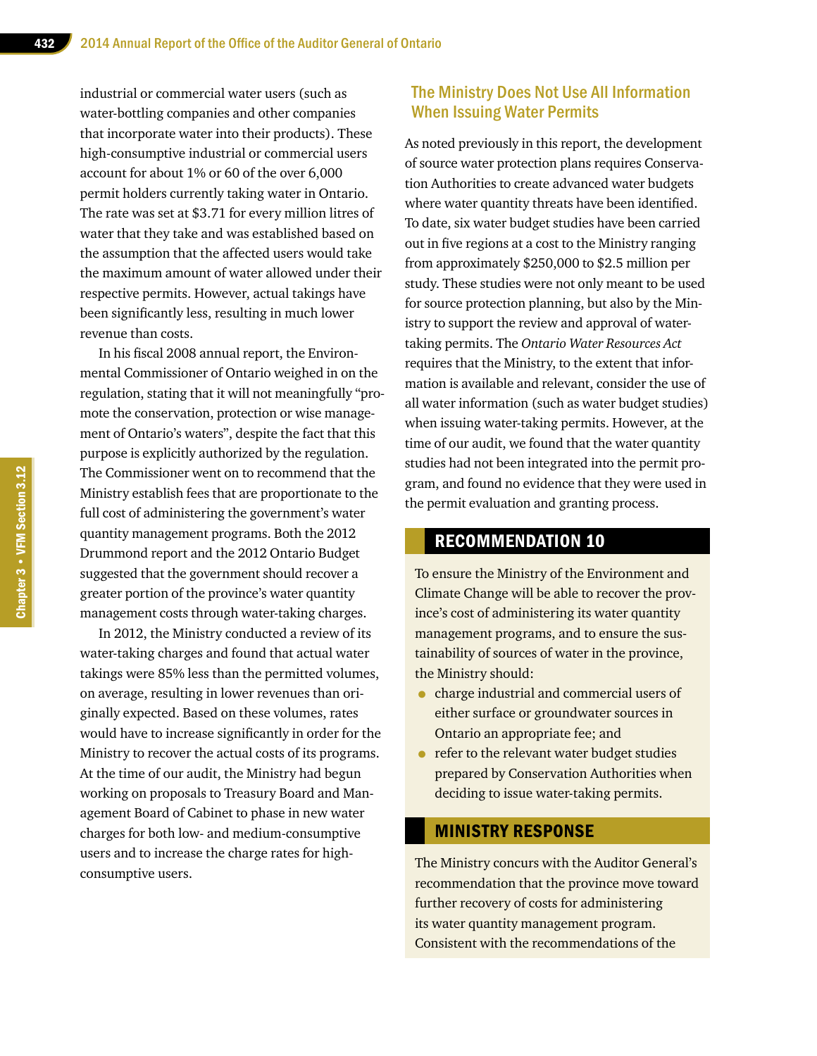industrial or commercial water users (such as water-bottling companies and other companies that incorporate water into their products). These high-consumptive industrial or commercial users account for about 1% or 60 of the over 6,000 permit holders currently taking water in Ontario. The rate was set at $3.71 for every million litres of water that they take and was established based on the assumption that the affected users would take the maximum amount of water allowed under their respective permits. However, actual takings have been significantly less, resulting in much lower revenue than costs.

In his fiscal 2008 annual report, the Environmental Commissioner of Ontario weighed in on the regulation, stating that it will not meaningfully "promote the conservation, protection or wise management of Ontario's waters", despite the fact that this purpose is explicitly authorized by the regulation. The Commissioner went on to recommend that the Ministry establish fees that are proportionate to the full cost of administering the government's water quantity management programs. Both the 2012 Drummond report and the 2012 Ontario Budget suggested that the government should recover a greater portion of the province's water quantity management costs through water-taking charges.

In 2012, the Ministry conducted a review of its water-taking charges and found that actual water takings were 85% less than the permitted volumes, on average, resulting in lower revenues than originally expected. Based on these volumes, rates would have to increase significantly in order for the Ministry to recover the actual costs of its programs. At the time of our audit, the Ministry had begun working on proposals to Treasury Board and Management Board of Cabinet to phase in new water charges for both low- and medium-consumptive users and to increase the charge rates for high-consumptive users.

## The Ministry Does Not Use All Information When Issuing Water Permits

As noted previously in this report, the development of source water protection plans requires Conservation Authorities to create advanced water budgets where water quantity threats have been identified. To date, six water budget studies have been carried out in five regions at a cost to the Ministry ranging from approximately $250,000 to $2.5 million per study. These studies were not only meant to be used for source protection planning, but also by the Ministry to support the review and approval of water-taking permits. The *Ontario Water Resources Act* requires that the Ministry, to the extent that information is available and relevant, consider the use of all water information (such as water budget studies) when issuing water-taking permits. However, at the time of our audit, we found that the water quantity studies had not been integrated into the permit program, and found no evidence that they were used in the permit evaluation and granting process.

### RECOMMENDATION 10

To ensure the Ministry of the Environment and Climate Change will be able to recover the province's cost of administering its water quantity management programs, and to ensure the sustainability of sources of water in the province, the Ministry should:

- charge industrial and commercial users of either surface or groundwater sources in Ontario an appropriate fee; and
- refer to the relevant water budget studies prepared by Conservation Authorities when deciding to issue water-taking permits.

### MINISTRY RESPONSE

The Ministry concurs with the Auditor General's recommendation that the province move toward further recovery of costs for administering its water quantity management program. Consistent with the recommendations of the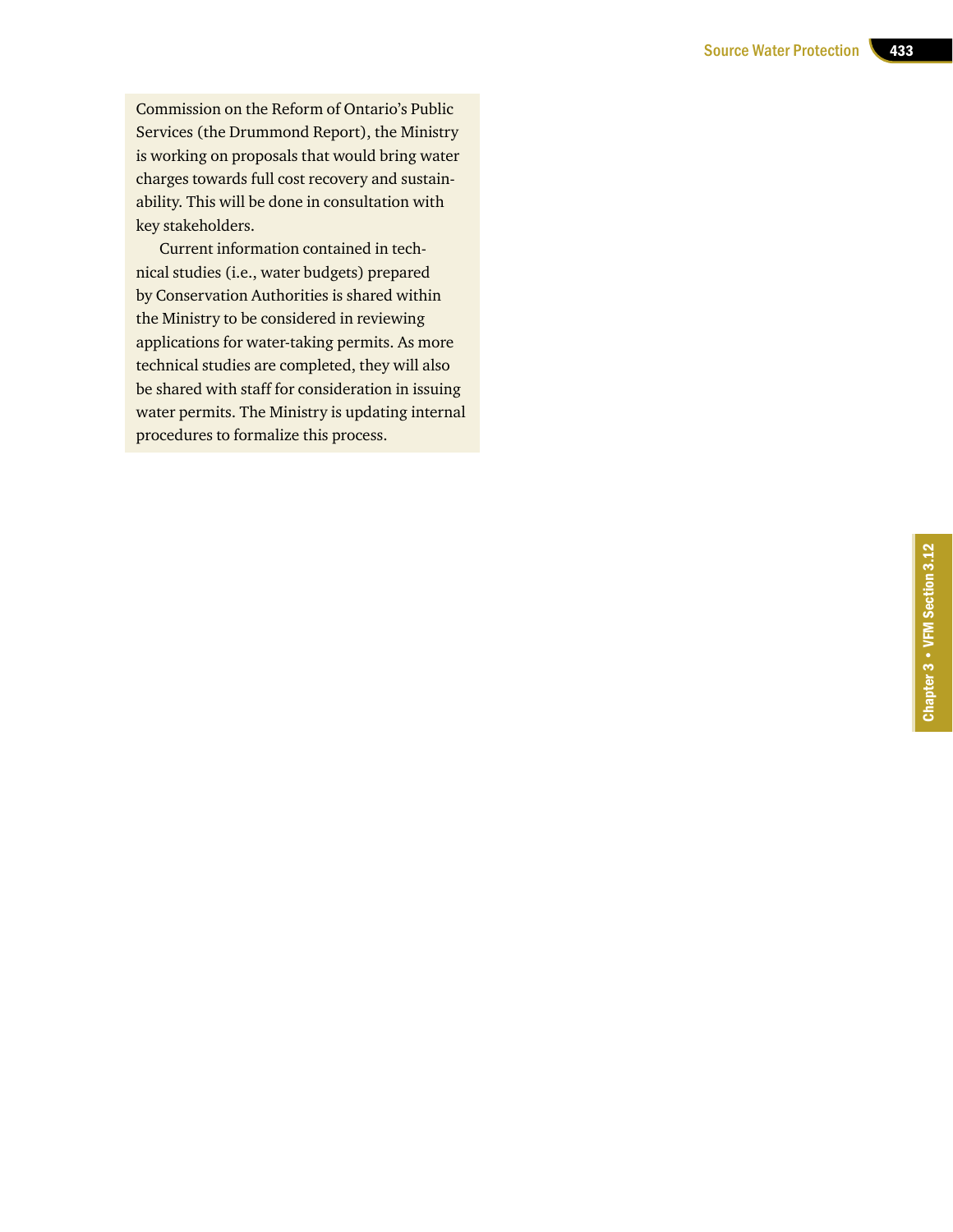Commission on the Reform of Ontario's Public Services (the Drummond Report), the Ministry is working on proposals that would bring water charges towards full cost recovery and sustainability. This will be done in consultation with key stakeholders.

Current information contained in technical studies (i.e., water budgets) prepared by Conservation Authorities is shared within the Ministry to be considered in reviewing applications for water-taking permits. As more technical studies are completed, they will also be shared with staff for consideration in issuing water permits. The Ministry is updating internal procedures to formalize this process.